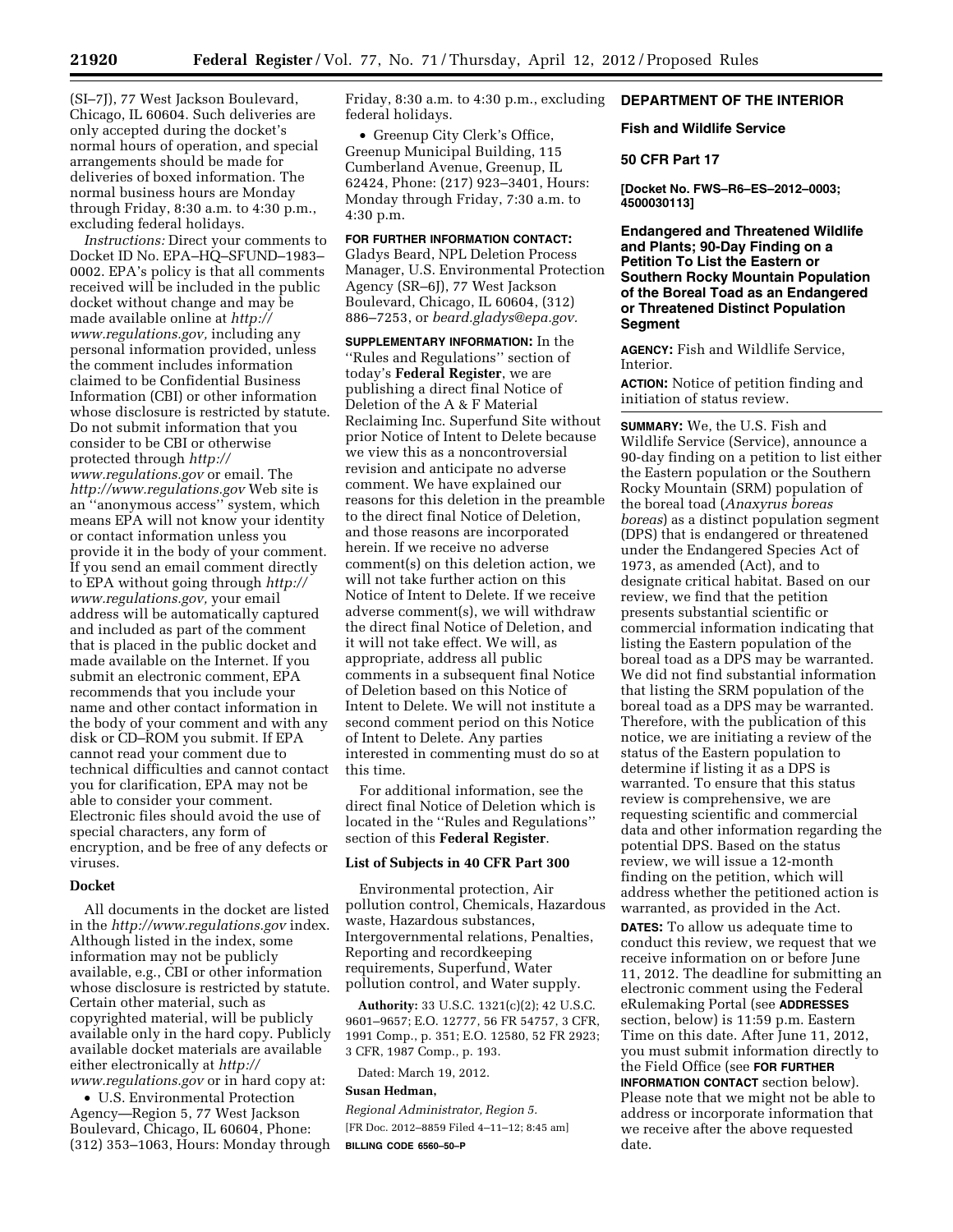(SI–7J), 77 West Jackson Boulevard, Chicago, IL 60604. Such deliveries are only accepted during the docket's normal hours of operation, and special arrangements should be made for deliveries of boxed information. The normal business hours are Monday through Friday, 8:30 a.m. to 4:30 p.m., excluding federal holidays.

*Instructions:* Direct your comments to Docket ID No. EPA–HQ–SFUND–1983–0002. EPA's policy is that all comments received will be included in the public docket without change and may be made available online at *http://www.regulations.gov,* including any personal information provided, unless the comment includes information claimed to be Confidential Business Information (CBI) or other information whose disclosure is restricted by statute. Do not submit information that you consider to be CBI or otherwise protected through *http://www.regulations.gov* or email. The *http://www.regulations.gov* Web site is an ''anonymous access'' system, which means EPA will not know your identity or contact information unless you provide it in the body of your comment. If you send an email comment directly to EPA without going through *http://www.regulations.gov,* your email address will be automatically captured and included as part of the comment that is placed in the public docket and made available on the Internet. If you submit an electronic comment, EPA recommends that you include your name and other contact information in the body of your comment and with any disk or CD–ROM you submit. If EPA cannot read your comment due to technical difficulties and cannot contact you for clarification, EPA may not be able to consider your comment. Electronic files should avoid the use of special characters, any form of encryption, and be free of any defects or viruses.

**Docket**

All documents in the docket are listed in the *http://www.regulations.gov* index. Although listed in the index, some information may not be publicly available, e.g., CBI or other information whose disclosure is restricted by statute. Certain other material, such as copyrighted material, will be publicly available only in the hard copy. Publicly available docket materials are available either electronically at *http://www.regulations.gov* or in hard copy at:

- U.S. Environmental Protection Agency—Region 5, 77 West Jackson Boulevard, Chicago, IL 60604, Phone: (312) 353–1063, Hours: Monday through Friday, 8:30 a.m. to 4:30 p.m., excluding federal holidays.
- Greenup City Clerk's Office, Greenup Municipal Building, 115 Cumberland Avenue, Greenup, IL 62424, Phone: (217) 923–3401, Hours: Monday through Friday, 7:30 a.m. to 4:30 p.m.

**FOR FURTHER INFORMATION CONTACT:** Gladys Beard, NPL Deletion Process Manager, U.S. Environmental Protection Agency (SR–6J), 77 West Jackson Boulevard, Chicago, IL 60604, (312) 886–7253, or *beard.gladys@epa.gov.*

**SUPPLEMENTARY INFORMATION:** In the ''Rules and Regulations'' section of today's **Federal Register**, we are publishing a direct final Notice of Deletion of the A & F Material Reclaiming Inc. Superfund Site without prior Notice of Intent to Delete because we view this as a noncontroversial revision and anticipate no adverse comment. We have explained our reasons for this deletion in the preamble to the direct final Notice of Deletion, and those reasons are incorporated herein. If we receive no adverse comment(s) on this deletion action, we will not take further action on this Notice of Intent to Delete. If we receive adverse comment(s), we will withdraw the direct final Notice of Deletion, and it will not take effect. We will, as appropriate, address all public comments in a subsequent final Notice of Deletion based on this Notice of Intent to Delete. We will not institute a second comment period on this Notice of Intent to Delete. Any parties interested in commenting must do so at this time.

For additional information, see the direct final Notice of Deletion which is located in the ''Rules and Regulations'' section of this **Federal Register**.

**List of Subjects in 40 CFR Part 300**

Environmental protection, Air pollution control, Chemicals, Hazardous waste, Hazardous substances, Intergovernmental relations, Penalties, Reporting and recordkeeping requirements, Superfund, Water pollution control, and Water supply.

**Authority:** 33 U.S.C. 1321(c)(2); 42 U.S.C. 9601–9657; E.O. 12777, 56 FR 54757, 3 CFR, 1991 Comp., p. 351; E.O. 12580, 52 FR 2923; 3 CFR, 1987 Comp., p. 193.

Dated: March 19, 2012.

**Susan Hedman,**

*Regional Administrator, Region 5.*

[FR Doc. 2012–8859 Filed 4–11–12; 8:45 am]

**BILLING CODE 6560–50–P**

---

**DEPARTMENT OF THE INTERIOR**

**Fish and Wildlife Service**

**50 CFR Part 17**

**[Docket No. FWS–R6–ES–2012–0003; 4500030113]**

## Endangered and Threatened Wildlife and Plants; 90-Day Finding on a Petition To List the Eastern or Southern Rocky Mountain Population of the Boreal Toad as an Endangered or Threatened Distinct Population Segment

**AGENCY:** Fish and Wildlife Service, Interior.

**ACTION:** Notice of petition finding and initiation of status review.

**SUMMARY:** We, the U.S. Fish and Wildlife Service (Service), announce a 90-day finding on a petition to list either the Eastern population or the Southern Rocky Mountain (SRM) population of the boreal toad (*Anaxyrus boreas boreas*) as a distinct population segment (DPS) that is endangered or threatened under the Endangered Species Act of 1973, as amended (Act), and to designate critical habitat. Based on our review, we find that the petition presents substantial scientific or commercial information indicating that listing the Eastern population of the boreal toad as a DPS may be warranted. We did not find substantial information that listing the SRM population of the boreal toad as a DPS may be warranted. Therefore, with the publication of this notice, we are initiating a review of the status of the Eastern population to determine if listing it as a DPS is warranted. To ensure that this status review is comprehensive, we are requesting scientific and commercial data and other information regarding the potential DPS. Based on the status review, we will issue a 12-month finding on the petition, which will address whether the petitioned action is warranted, as provided in the Act.

**DATES:** To allow us adequate time to conduct this review, we request that we receive information on or before June 11, 2012. The deadline for submitting an electronic comment using the Federal eRulemaking Portal (see **ADDRESSES** section, below) is 11:59 p.m. Eastern Time on this date. After June 11, 2012, you must submit information directly to the Field Office (see **FOR FURTHER INFORMATION CONTACT** section below). Please note that we might not be able to address or incorporate information that we receive after the above requested date.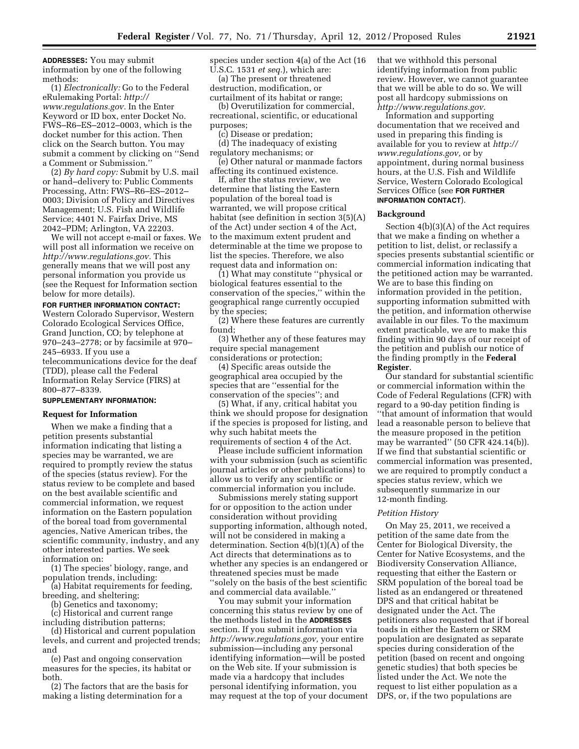**ADDRESSES:** You may submit information by one of the following methods:

(1) *Electronically:* Go to the Federal eRulemaking Portal: *http://www.regulations.gov.* In the Enter Keyword or ID box, enter Docket No. FWS–R6–ES–2012–0003, which is the docket number for this action. Then click on the Search button. You may submit a comment by clicking on ''Send a Comment or Submission.''

(2) *By hard copy:* Submit by U.S. mail or hand–delivery to: Public Comments Processing, Attn: FWS–R6–ES–2012–0003; Division of Policy and Directives Management; U.S. Fish and Wildlife Service; 4401 N. Fairfax Drive, MS 2042–PDM; Arlington, VA 22203.

We will not accept e-mail or faxes. We will post all information we receive on *http://www.regulations.gov.* This generally means that we will post any personal information you provide us (see the Request for Information section below for more details).

**FOR FURTHER INFORMATION CONTACT:** Western Colorado Supervisor, Western Colorado Ecological Services Office, Grand Junction, CO; by telephone at 970–243–2778; or by facsimile at 970–245–6933. If you use a telecommunications device for the deaf (TDD), please call the Federal Information Relay Service (FIRS) at 800–877–8339.

**SUPPLEMENTARY INFORMATION:**

## Request for Information

When we make a finding that a petition presents substantial information indicating that listing a species may be warranted, we are required to promptly review the status of the species (status review). For the status review to be complete and based on the best available scientific and commercial information, we request information on the Eastern population of the boreal toad from governmental agencies, Native American tribes, the scientific community, industry, and any other interested parties. We seek information on:

(1) The species' biology, range, and population trends, including:

(a) Habitat requirements for feeding, breeding, and sheltering;

(b) Genetics and taxonomy;

(c) Historical and current range including distribution patterns;

(d) Historical and current population levels, and current and projected trends; and

(e) Past and ongoing conservation measures for the species, its habitat or both.

(2) The factors that are the basis for making a listing determination for a species under section 4(a) of the Act (16 U.S.C. 1531 *et seq.*), which are:

(a) The present or threatened destruction, modification, or curtailment of its habitat or range;

(b) Overutilization for commercial, recreational, scientific, or educational purposes;

(c) Disease or predation;

(d) The inadequacy of existing regulatory mechanisms; or

(e) Other natural or manmade factors affecting its continued existence.

If, after the status review, we determine that listing the Eastern population of the boreal toad is warranted, we will propose critical habitat (see definition in section 3(5)(A) of the Act) under section 4 of the Act, to the maximum extent prudent and determinable at the time we propose to list the species. Therefore, we also request data and information on:

(1) What may constitute ''physical or biological features essential to the conservation of the species,'' within the geographical range currently occupied by the species;

(2) Where these features are currently found;

(3) Whether any of these features may require special management considerations or protection;

(4) Specific areas outside the geographical area occupied by the species that are ''essential for the conservation of the species''; and

(5) What, if any, critical habitat you think we should propose for designation if the species is proposed for listing, and why such habitat meets the requirements of section 4 of the Act.

Please include sufficient information with your submission (such as scientific journal articles or other publications) to allow us to verify any scientific or commercial information you include.

Submissions merely stating support for or opposition to the action under consideration without providing supporting information, although noted, will not be considered in making a determination. Section 4(b)(1)(A) of the Act directs that determinations as to whether any species is an endangered or threatened species must be made ''solely on the basis of the best scientific and commercial data available.''

You may submit your information concerning this status review by one of the methods listed in the **ADDRESSES** section. If you submit information via *http://www.regulations.gov,* your entire submission—including any personal identifying information—will be posted on the Web site. If your submission is made via a hardcopy that includes personal identifying information, you may request at the top of your document that we withhold this personal identifying information from public review. However, we cannot guarantee that we will be able to do so. We will post all hardcopy submissions on *http://www.regulations.gov.*

Information and supporting documentation that we received and used in preparing this finding is available for you to review at *http://www.regulations.gov,* or by appointment, during normal business hours, at the U.S. Fish and Wildlife Service, Western Colorado Ecological Services Office (see **FOR FURTHER INFORMATION CONTACT**).

## Background

Section 4(b)(3)(A) of the Act requires that we make a finding on whether a petition to list, delist, or reclassify a species presents substantial scientific or commercial information indicating that the petitioned action may be warranted. We are to base this finding on information provided in the petition, supporting information submitted with the petition, and information otherwise available in our files. To the maximum extent practicable, we are to make this finding within 90 days of our receipt of the petition and publish our notice of the finding promptly in the **Federal Register**.

Our standard for substantial scientific or commercial information within the Code of Federal Regulations (CFR) with regard to a 90-day petition finding is ''that amount of information that would lead a reasonable person to believe that the measure proposed in the petition may be warranted'' (50 CFR 424.14(b)). If we find that substantial scientific or commercial information was presented, we are required to promptly conduct a species status review, which we subsequently summarize in our 12-month finding.

### Petition History

On May 25, 2011, we received a petition of the same date from the Center for Biological Diversity, the Center for Native Ecosystems, and the Biodiversity Conservation Alliance, requesting that either the Eastern or SRM population of the boreal toad be listed as an endangered or threatened DPS and that critical habitat be designated under the Act. The petitioners also requested that if boreal toads in either the Eastern or SRM population are designated as separate species during consideration of the petition (based on recent and ongoing genetic studies) that both species be listed under the Act. We note the request to list either population as a DPS, or, if the two populations are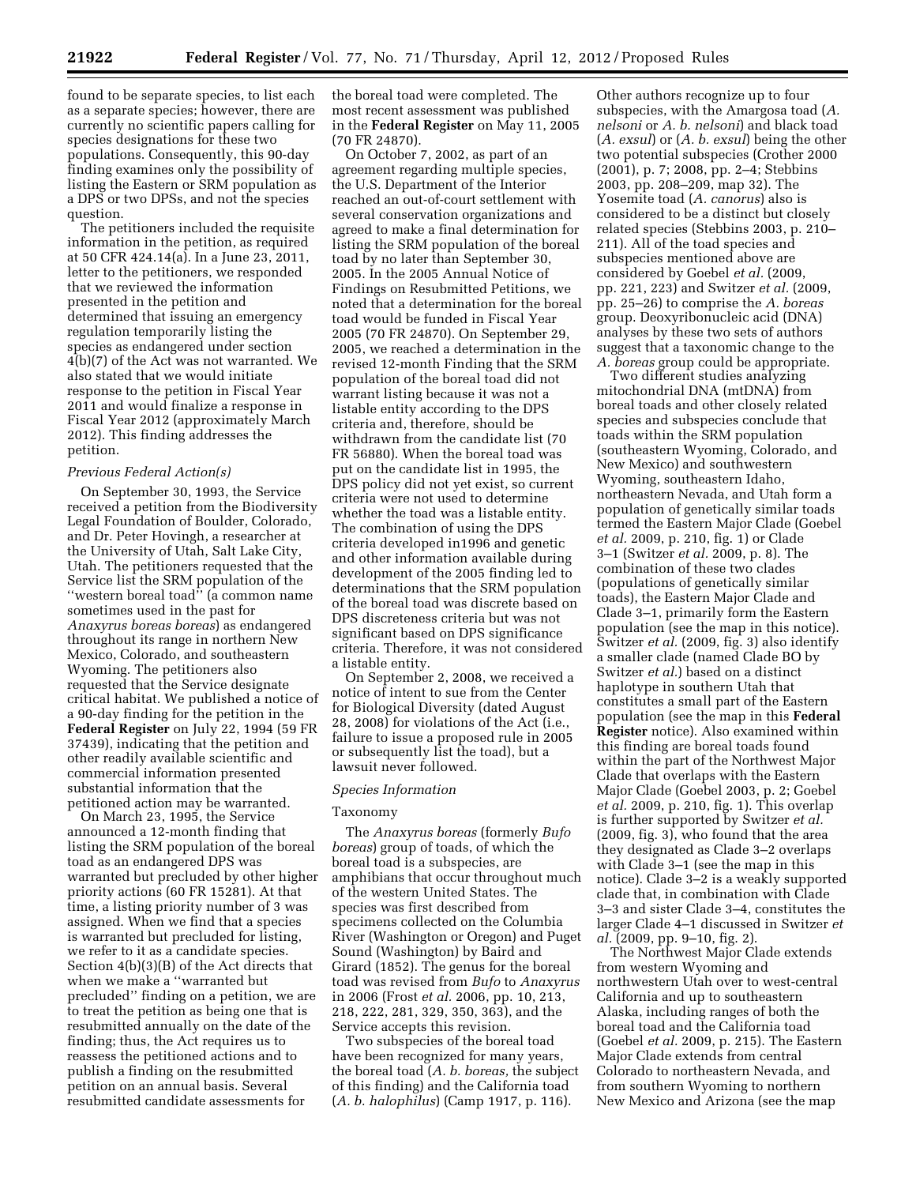found to be separate species, to list each as a separate species; however, there are currently no scientific papers calling for species designations for these two populations. Consequently, this 90-day finding examines only the possibility of listing the Eastern or SRM population as a DPS or two DPSs, and not the species question.

The petitioners included the requisite information in the petition, as required at 50 CFR 424.14(a). In a June 23, 2011, letter to the petitioners, we responded that we reviewed the information presented in the petition and determined that issuing an emergency regulation temporarily listing the species as endangered under section 4(b)(7) of the Act was not warranted. We also stated that we would initiate response to the petition in Fiscal Year 2011 and would finalize a response in Fiscal Year 2012 (approximately March 2012). This finding addresses the petition.

*Previous Federal Action(s)*

On September 30, 1993, the Service received a petition from the Biodiversity Legal Foundation of Boulder, Colorado, and Dr. Peter Hovingh, a researcher at the University of Utah, Salt Lake City, Utah. The petitioners requested that the Service list the SRM population of the ''western boreal toad'' (a common name sometimes used in the past for *Anaxyrus boreas boreas*) as endangered throughout its range in northern New Mexico, Colorado, and southeastern Wyoming. The petitioners also requested that the Service designate critical habitat. We published a notice of a 90-day finding for the petition in the **Federal Register** on July 22, 1994 (59 FR 37439), indicating that the petition and other readily available scientific and commercial information presented substantial information that the petitioned action may be warranted.

On March 23, 1995, the Service announced a 12-month finding that listing the SRM population of the boreal toad as an endangered DPS was warranted but precluded by other higher priority actions (60 FR 15281). At that time, a listing priority number of 3 was assigned. When we find that a species is warranted but precluded for listing, we refer to it as a candidate species. Section 4(b)(3)(B) of the Act directs that when we make a ''warranted but precluded'' finding on a petition, we are to treat the petition as being one that is resubmitted annually on the date of the finding; thus, the Act requires us to reassess the petitioned actions and to publish a finding on the resubmitted petition on an annual basis. Several resubmitted candidate assessments for the boreal toad were completed. The most recent assessment was published in the **Federal Register** on May 11, 2005 (70 FR 24870).

On October 7, 2002, as part of an agreement regarding multiple species, the U.S. Department of the Interior reached an out-of-court settlement with several conservation organizations and agreed to make a final determination for listing the SRM population of the boreal toad by no later than September 30, 2005. In the 2005 Annual Notice of Findings on Resubmitted Petitions, we noted that a determination for the boreal toad would be funded in Fiscal Year 2005 (70 FR 24870). On September 29, 2005, we reached a determination in the revised 12-month Finding that the SRM population of the boreal toad did not warrant listing because it was not a listable entity according to the DPS criteria and, therefore, should be withdrawn from the candidate list (70 FR 56880). When the boreal toad was put on the candidate list in 1995, the DPS policy did not yet exist, so current criteria were not used to determine whether the toad was a listable entity. The combination of using the DPS criteria developed in1996 and genetic and other information available during development of the 2005 finding led to determinations that the SRM population of the boreal toad was discrete based on DPS discreteness criteria but was not significant based on DPS significance criteria. Therefore, it was not considered a listable entity.

On September 2, 2008, we received a notice of intent to sue from the Center for Biological Diversity (dated August 28, 2008) for violations of the Act (i.e., failure to issue a proposed rule in 2005 or subsequently list the toad), but a lawsuit never followed.

*Species Information*

Taxonomy

The *Anaxyrus boreas* (formerly *Bufo boreas*) group of toads, of which the boreal toad is a subspecies, are amphibians that occur throughout much of the western United States. The species was first described from specimens collected on the Columbia River (Washington or Oregon) and Puget Sound (Washington) by Baird and Girard (1852). The genus for the boreal toad was revised from *Bufo* to *Anaxyrus* in 2006 (Frost *et al.* 2006, pp. 10, 213, 218, 222, 281, 329, 350, 363), and the Service accepts this revision.

Two subspecies of the boreal toad have been recognized for many years, the boreal toad (*A. b. boreas,* the subject of this finding) and the California toad (*A. b. halophilus*) (Camp 1917, p. 116). Other authors recognize up to four subspecies, with the Amargosa toad (*A. nelsoni* or *A. b. nelsoni*) and black toad (*A. exsul*) or (*A. b. exsul*) being the other two potential subspecies (Crother 2000 (2001), p. 7; 2008, pp. 2–4; Stebbins 2003, pp. 208–209, map 32). The Yosemite toad (*A. canorus*) also is considered to be a distinct but closely related species (Stebbins 2003, p. 210–211). All of the toad species and subspecies mentioned above are considered by Goebel *et al.* (2009, pp. 221, 223) and Switzer *et al.* (2009, pp. 25–26) to comprise the *A. boreas* group. Deoxyribonucleic acid (DNA) analyses by these two sets of authors suggest that a taxonomic change to the *A. boreas* group could be appropriate.

Two different studies analyzing mitochondrial DNA (mtDNA) from boreal toads and other closely related species and subspecies conclude that toads within the SRM population (southeastern Wyoming, Colorado, and New Mexico) and southwestern Wyoming, southeastern Idaho, northeastern Nevada, and Utah form a population of genetically similar toads termed the Eastern Major Clade (Goebel *et al.* 2009, p. 210, fig. 1) or Clade 3–1 (Switzer *et al.* 2009, p. 8). The combination of these two clades (populations of genetically similar toads), the Eastern Major Clade and Clade 3–1, primarily form the Eastern population (see the map in this notice). Switzer *et al.* (2009, fig. 3) also identify a smaller clade (named Clade BO by Switzer *et al.*) based on a distinct haplotype in southern Utah that constitutes a small part of the Eastern population (see the map in this **Federal Register** notice). Also examined within this finding are boreal toads found within the part of the Northwest Major Clade that overlaps with the Eastern Major Clade (Goebel 2003, p. 2; Goebel *et al.* 2009, p. 210, fig. 1). This overlap is further supported by Switzer *et al.* (2009, fig. 3), who found that the area they designated as Clade 3–2 overlaps with Clade 3–1 (see the map in this notice). Clade 3–2 is a weakly supported clade that, in combination with Clade 3–3 and sister Clade 3–4, constitutes the larger Clade 4–1 discussed in Switzer *et al.* (2009, pp. 9–10, fig. 2).

The Northwest Major Clade extends from western Wyoming and northwestern Utah over to west-central California and up to southeastern Alaska, including ranges of both the boreal toad and the California toad (Goebel *et al.* 2009, p. 215). The Eastern Major Clade extends from central Colorado to northeastern Nevada, and from southern Wyoming to northern New Mexico and Arizona (see the map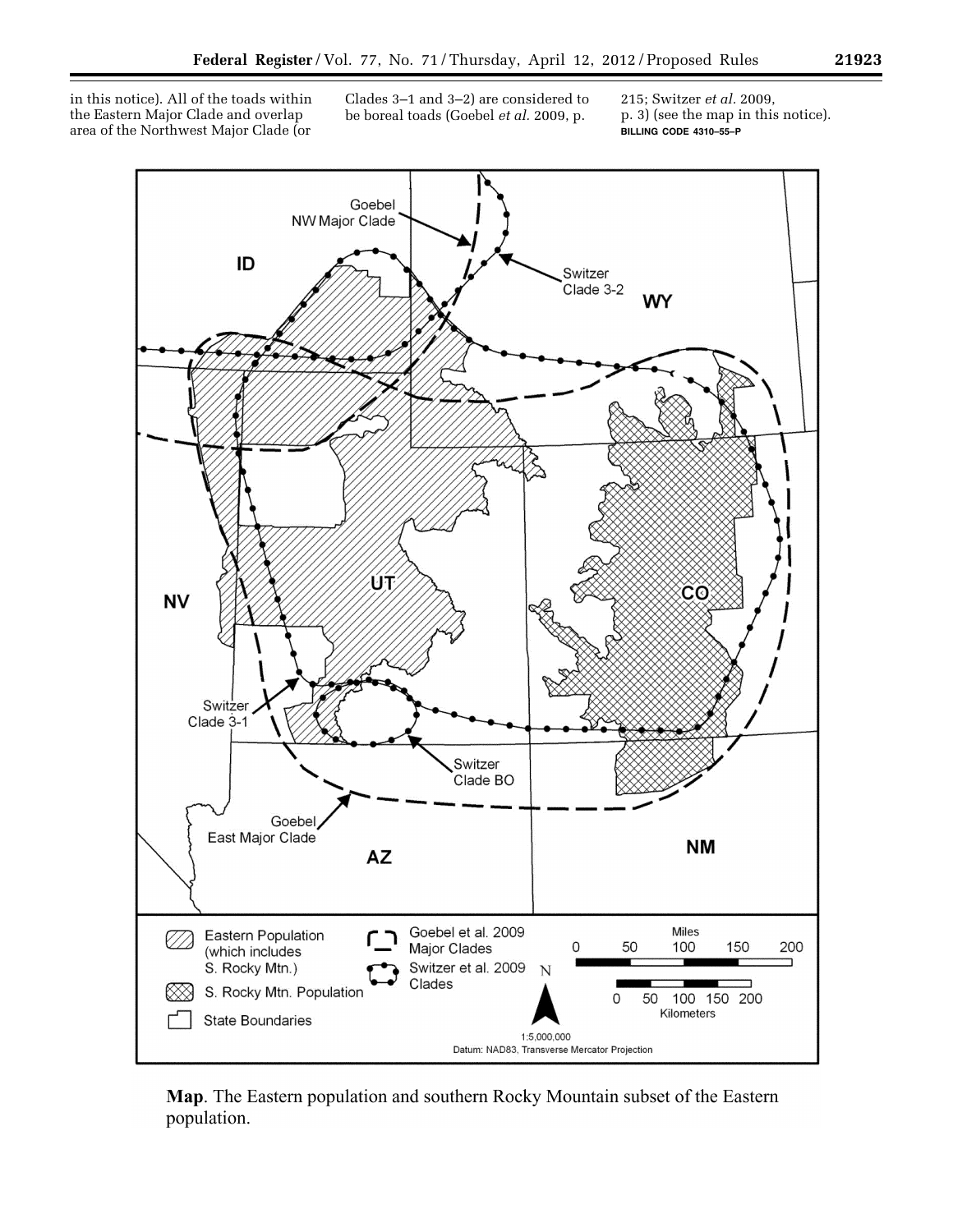in this notice). All of the toads within the Eastern Major Clade and overlap area of the Northwest Major Clade (or Clades 3–1 and 3–2) are considered to be boreal toads (Goebel *et al.* 2009, p. 215; Switzer *et al.* 2009, p. 3) (see the map in this notice).

BILLING CODE 4310–55–P

**Map**. The Eastern population and southern Rocky Mountain subset of the Eastern population.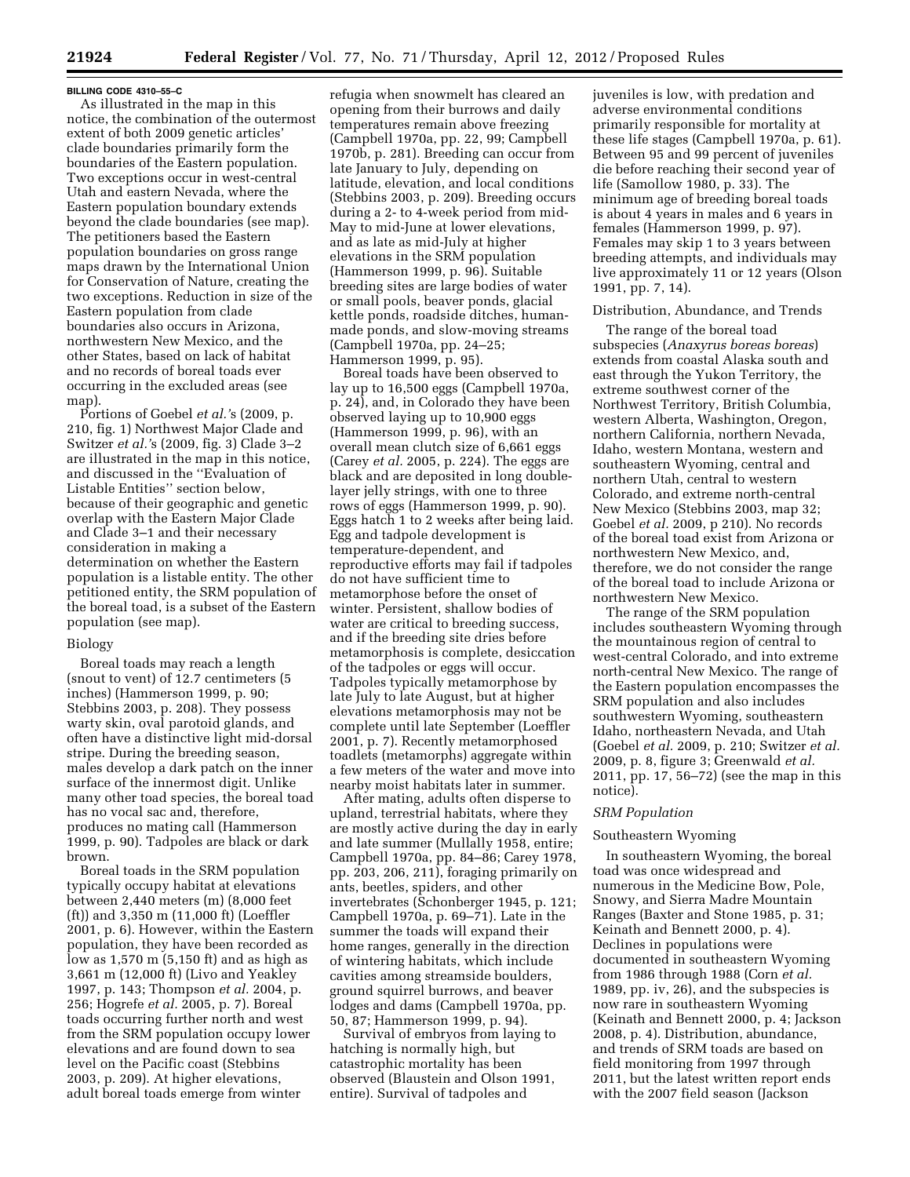BILLING CODE 4310–55–C

As illustrated in the map in this notice, the combination of the outermost extent of both 2009 genetic articles' clade boundaries primarily form the boundaries of the Eastern population. Two exceptions occur in west-central Utah and eastern Nevada, where the Eastern population boundary extends beyond the clade boundaries (see map). The petitioners based the Eastern population boundaries on gross range maps drawn by the International Union for Conservation of Nature, creating the two exceptions. Reduction in size of the Eastern population from clade boundaries also occurs in Arizona, northwestern New Mexico, and the other States, based on lack of habitat and no records of boreal toads ever occurring in the excluded areas (see map).

Portions of Goebel *et al.*'s (2009, p. 210, fig. 1) Northwest Major Clade and Switzer *et al.*'s (2009, fig. 3) Clade 3–2 are illustrated in the map in this notice, and discussed in the ''Evaluation of Listable Entities'' section below, because of their geographic and genetic overlap with the Eastern Major Clade and Clade 3–1 and their necessary consideration in making a determination on whether the Eastern population is a listable entity. The other petitioned entity, the SRM population of the boreal toad, is a subset of the Eastern population (see map).

Biology

Boreal toads may reach a length (snout to vent) of 12.7 centimeters (5 inches) (Hammerson 1999, p. 90; Stebbins 2003, p. 208). They possess warty skin, oval parotoid glands, and often have a distinctive light mid-dorsal stripe. During the breeding season, males develop a dark patch on the inner surface of the innermost digit. Unlike many other toad species, the boreal toad has no vocal sac and, therefore, produces no mating call (Hammerson 1999, p. 90). Tadpoles are black or dark brown.

Boreal toads in the SRM population typically occupy habitat at elevations between 2,440 meters (m) (8,000 feet (ft)) and 3,350 m (11,000 ft) (Loeffler 2001, p. 6). However, within the Eastern population, they have been recorded as low as 1,570 m (5,150 ft) and as high as 3,661 m (12,000 ft) (Livo and Yeakley 1997, p. 143; Thompson *et al.* 2004, p. 256; Hogrefe *et al.* 2005, p. 7). Boreal toads occurring further north and west from the SRM population occupy lower elevations and are found down to sea level on the Pacific coast (Stebbins 2003, p. 209). At higher elevations, adult boreal toads emerge from winter refugia when snowmelt has cleared an opening from their burrows and daily temperatures remain above freezing (Campbell 1970a, pp. 22, 99; Campbell 1970b, p. 281). Breeding can occur from late January to July, depending on latitude, elevation, and local conditions (Stebbins 2003, p. 209). Breeding occurs during a 2- to 4-week period from mid-May to mid-June at lower elevations, and as late as mid-July at higher elevations in the SRM population (Hammerson 1999, p. 96). Suitable breeding sites are large bodies of water or small pools, beaver ponds, glacial kettle ponds, roadside ditches, human-made ponds, and slow-moving streams (Campbell 1970a, pp. 24–25; Hammerson 1999, p. 95).

Boreal toads have been observed to lay up to 16,500 eggs (Campbell 1970a, p. 24), and, in Colorado they have been observed laying up to 10,900 eggs (Hammerson 1999, p. 96), with an overall mean clutch size of 6,661 eggs (Carey *et al.* 2005, p. 224). The eggs are black and are deposited in long double-layer jelly strings, with one to three rows of eggs (Hammerson 1999, p. 90). Eggs hatch 1 to 2 weeks after being laid. Egg and tadpole development is temperature-dependent, and reproductive efforts may fail if tadpoles do not have sufficient time to metamorphose before the onset of winter. Persistent, shallow bodies of water are critical to breeding success, and if the breeding site dries before metamorphosis is complete, desiccation of the tadpoles or eggs will occur. Tadpoles typically metamorphose by late July to late August, but at higher elevations metamorphosis may not be complete until late September (Loeffler 2001, p. 7). Recently metamorphosed toadlets (metamorphs) aggregate within a few meters of the water and move into nearby moist habitats later in summer.

After mating, adults often disperse to upland, terrestrial habitats, where they are mostly active during the day in early and late summer (Mullally 1958, entire; Campbell 1970a, pp. 84–86; Carey 1978, pp. 203, 206, 211), foraging primarily on ants, beetles, spiders, and other invertebrates (Schonberger 1945, p. 121; Campbell 1970a, pp. 69–71). Late in the summer the toads will expand their home ranges, generally in the direction of wintering habitats, which include cavities among streamside boulders, ground squirrel burrows, and beaver lodges and dams (Campbell 1970a, pp. 50, 87; Hammerson 1999, p. 94).

Survival of embryos from laying to hatching is normally high, but catastrophic mortality has been observed (Blaustein and Olson 1991, entire). Survival of tadpoles and juveniles is low, with predation and adverse environmental conditions primarily responsible for mortality at these life stages (Campbell 1970a, p. 61). Between 95 and 99 percent of juveniles die before reaching their second year of life (Samollow 1980, p. 33). The minimum age of breeding boreal toads is about 4 years in males and 6 years in females (Hammerson 1999, p. 97). Females may skip 1 to 3 years between breeding attempts, and individuals may live approximately 11 or 12 years (Olson 1991, pp. 7, 14).

Distribution, Abundance, and Trends

The range of the boreal toad subspecies (*Anaxyrus boreas boreas*) extends from coastal Alaska south and east through the Yukon Territory, the extreme southwest corner of the Northwest Territory, British Columbia, western Alberta, Washington, Oregon, northern California, northern Nevada, Idaho, western Montana, western and southeastern Wyoming, central and northern Utah, central to western Colorado, and extreme north-central New Mexico (Stebbins 2003, map 32; Goebel *et al.* 2009, p 210). No records of the boreal toad exist from Arizona or northwestern New Mexico, and, therefore, we do not consider the range of the boreal toad to include Arizona or northwestern New Mexico.

The range of the SRM population includes southeastern Wyoming through the mountainous region of central to west-central Colorado, and into extreme north-central New Mexico. The range of the Eastern population encompasses the SRM population and also includes southwestern Wyoming, southeastern Idaho, northeastern Nevada, and Utah (Goebel *et al.* 2009, p. 210; Switzer *et al.* 2009, p. 8, figure 3; Greenwald *et al.* 2011, pp. 17, 56–72) (see the map in this notice).

*SRM Population*

Southeastern Wyoming

In southeastern Wyoming, the boreal toad was once widespread and numerous in the Medicine Bow, Pole, Snowy, and Sierra Madre Mountain Ranges (Baxter and Stone 1985, p. 31; Keinath and Bennett 2000, p. 4). Declines in populations were documented in southeastern Wyoming from 1986 through 1988 (Corn *et al.* 1989, pp. iv, 26), and the subspecies is now rare in southeastern Wyoming (Keinath and Bennett 2000, p. 4; Jackson 2008, p. 4). Distribution, abundance, and trends of SRM toads are based on field monitoring from 1997 through 2011, but the latest written report ends with the 2007 field season (Jackson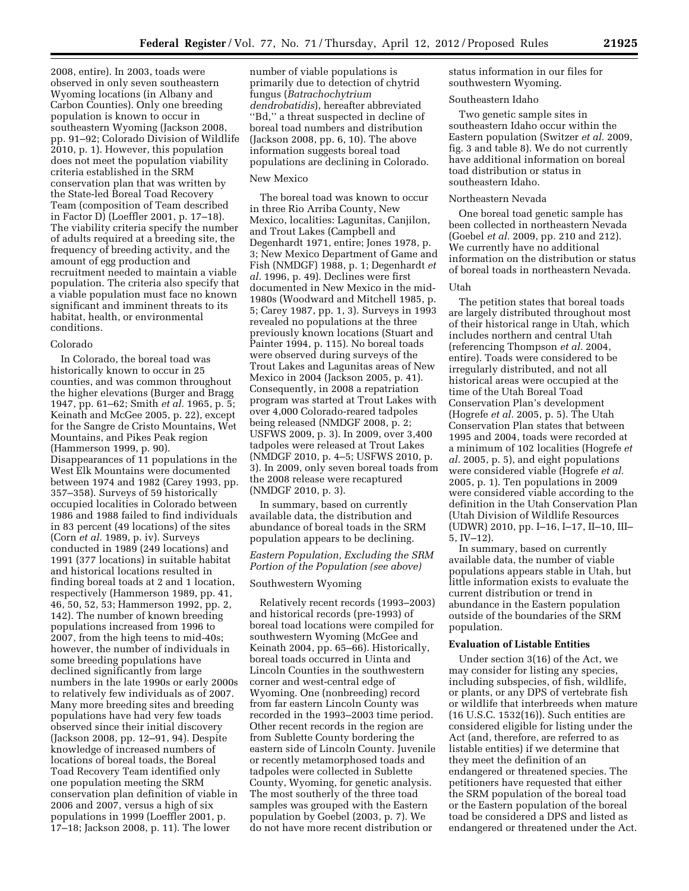2008, entire). In 2003, toads were observed in only seven southeastern Wyoming locations (in Albany and Carbon Counties). Only one breeding population is known to occur in southeastern Wyoming (Jackson 2008, pp. 91–92; Colorado Division of Wildlife 2010, p. 1). However, this population does not meet the population viability criteria established in the SRM conservation plan that was written by the State-led Boreal Toad Recovery Team (composition of Team described in Factor D) (Loeffler 2001, p. 17–18). The viability criteria specify the number of adults required at a breeding site, the frequency of breeding activity, and the amount of egg production and recruitment needed to maintain a viable population. The criteria also specify that a viable population must face no known significant and imminent threats to its habitat, health, or environmental conditions.

Colorado

In Colorado, the boreal toad was historically known to occur in 25 counties, and was common throughout the higher elevations (Burger and Bragg 1947, pp. 61–62; Smith *et al.* 1965, p. 5; Keinath and McGee 2005, p. 22), except for the Sangre de Cristo Mountains, Wet Mountains, and Pikes Peak region (Hammerson 1999, p. 90). Disappearances of 11 populations in the West Elk Mountains were documented between 1974 and 1982 (Carey 1993, pp. 357–358). Surveys of 59 historically occupied localities in Colorado between 1986 and 1988 failed to find individuals in 83 percent (49 locations) of the sites (Corn *et al.* 1989, p. iv). Surveys conducted in 1989 (249 locations) and 1991 (377 locations) in suitable habitat and historical locations resulted in finding boreal toads at 2 and 1 location, respectively (Hammerson 1989, pp. 41, 46, 50, 52, 53; Hammerson 1992, pp. 2, 142). The number of known breeding populations increased from 1996 to 2007, from the high teens to mid-40s; however, the number of individuals in some breeding populations have declined significantly from large numbers in the late 1990s or early 2000s to relatively few individuals as of 2007. Many more breeding sites and breeding populations have had very few toads observed since their initial discovery (Jackson 2008, pp. 12–91, 94). Despite knowledge of increased numbers of locations of boreal toads, the Boreal Toad Recovery Team identified only one population meeting the SRM conservation plan definition of viable in 2006 and 2007, versus a high of six populations in 1999 (Loeffler 2001, p. 17–18; Jackson 2008, p. 11). The lower number of viable populations is primarily due to detection of chytrid fungus (*Batrachochytrium dendrobatidis*), hereafter abbreviated "Bd," a threat suspected in decline of boreal toad numbers and distribution (Jackson 2008, pp. 6, 10). The above information suggests boreal toad populations are declining in Colorado.

New Mexico

The boreal toad was known to occur in three Rio Arriba County, New Mexico, localities: Lagunitas, Canjilon, and Trout Lakes (Campbell and Degenhardt 1971, entire; Jones 1978, p. 3; New Mexico Department of Game and Fish (NMDGF) 1988, p. 1; Degenhardt *et al.* 1996, p. 49). Declines were first documented in New Mexico in the mid-1980s (Woodward and Mitchell 1985, p. 5; Carey 1987, pp. 1, 3). Surveys in 1993 revealed no populations at the three previously known locations (Stuart and Painter 1994, p. 115). No boreal toads were observed during surveys of the Trout Lakes and Lagunitas areas of New Mexico in 2004 (Jackson 2005, p. 41). Consequently, in 2008 a repatriation program was started at Trout Lakes with over 4,000 Colorado-reared tadpoles being released (NMDGF 2008, p. 2; USFWS 2009, p. 3). In 2009, over 3,400 tadpoles were released at Trout Lakes (NMDGF 2010, p. 4–5; USFWS 2010, p. 3). In 2009, only seven boreal toads from the 2008 release were recaptured (NMDGF 2010, p. 3).

In summary, based on currently available data, the distribution and abundance of boreal toads in the SRM population appears to be declining.

*Eastern Population, Excluding the SRM Portion of the Population (see above)*

Southwestern Wyoming

Relatively recent records (1993–2003) and historical records (pre-1993) of boreal toad locations were compiled for southwestern Wyoming (McGee and Keinath 2004, pp. 65–66). Historically, boreal toads occurred in Uinta and Lincoln Counties in the southwestern corner and west-central edge of Wyoming. One (nonbreeding) record from far eastern Lincoln County was recorded in the 1993–2003 time period. Other recent records in the region are from Sublette County bordering the eastern side of Lincoln County. Juvenile or recently metamorphosed toads and tadpoles were collected in Sublette County, Wyoming, for genetic analysis. The most southerly of the three toad samples was grouped with the Eastern population by Goebel (2003, p. 7). We do not have more recent distribution or status information in our files for southwestern Wyoming.

Southeastern Idaho

Two genetic sample sites in southeastern Idaho occur within the Eastern population (Switzer *et al.* 2009, fig. 3 and table 8). We do not currently have additional information on boreal toad distribution or status in southeastern Idaho.

Northeastern Nevada

One boreal toad genetic sample has been collected in northeastern Nevada (Goebel *et al.* 2009, pp. 210 and 212). We currently have no additional information on the distribution or status of boreal toads in northeastern Nevada.

Utah

The petition states that boreal toads are largely distributed throughout most of their historical range in Utah, which includes northern and central Utah (referencing Thompson *et al.* 2004, entire). Toads were considered to be irregularly distributed, and not all historical areas were occupied at the time of the Utah Boreal Toad Conservation Plan's development (Hogrefe *et al.* 2005, p. 5). The Utah Conservation Plan states that between 1995 and 2004, toads were recorded at a minimum of 102 localities (Hogrefe *et al.* 2005, p. 5), and eight populations were considered viable (Hogrefe *et al.* 2005, p. 1). Ten populations in 2009 were considered viable according to the definition in the Utah Conservation Plan (Utah Division of Wildlife Resources (UDWR) 2010, pp. I–16, I–17, II–10, III–5, IV–12).

In summary, based on currently available data, the number of viable populations appears stable in Utah, but little information exists to evaluate the current distribution or trend in abundance in the Eastern population outside of the boundaries of the SRM population.

**Evaluation of Listable Entities**

Under section 3(16) of the Act, we may consider for listing any species, including subspecies, of fish, wildlife, or plants, or any DPS of vertebrate fish or wildlife that interbreeds when mature (16 U.S.C. 1532(16)). Such entities are considered eligible for listing under the Act (and, therefore, are referred to as listable entities) if we determine that they meet the definition of an endangered or threatened species. The petitioners have requested that either the SRM population of the boreal toad or the Eastern population of the boreal toad be considered a DPS and listed as endangered or threatened under the Act.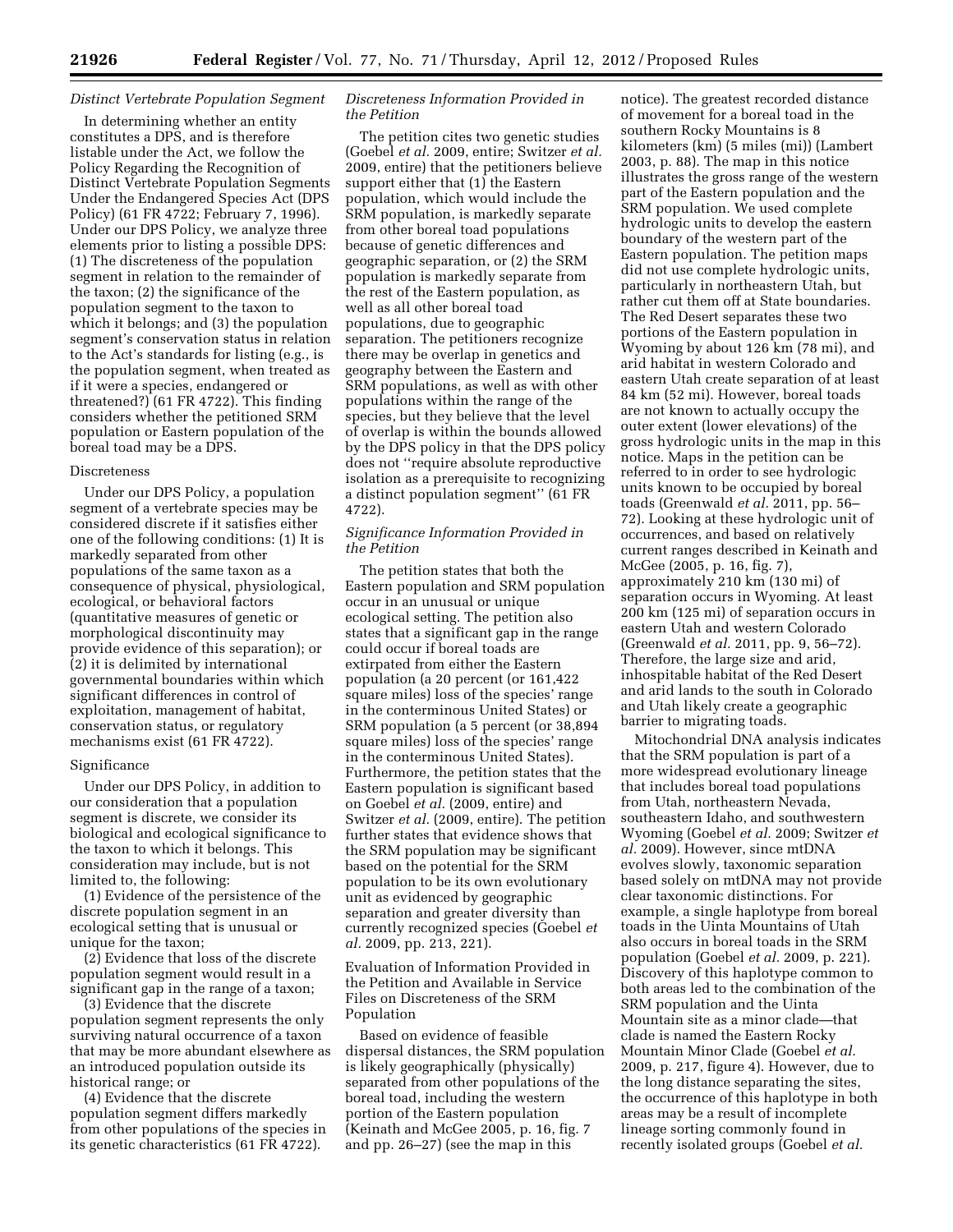### *Distinct Vertebrate Population Segment*

In determining whether an entity constitutes a DPS, and is therefore listable under the Act, we follow the Policy Regarding the Recognition of Distinct Vertebrate Population Segments Under the Endangered Species Act (DPS Policy) (61 FR 4722; February 7, 1996). Under our DPS Policy, we analyze three elements prior to listing a possible DPS: (1) The discreteness of the population segment in relation to the remainder of the taxon; (2) the significance of the population segment to the taxon to which it belongs; and (3) the population segment's conservation status in relation to the Act's standards for listing (e.g., is the population segment, when treated as if it were a species, endangered or threatened?) (61 FR 4722). This finding considers whether the petitioned SRM population or Eastern population of the boreal toad may be a DPS.

#### Discreteness

Under our DPS Policy, a population segment of a vertebrate species may be considered discrete if it satisfies either one of the following conditions: (1) It is markedly separated from other populations of the same taxon as a consequence of physical, physiological, ecological, or behavioral factors (quantitative measures of genetic or morphological discontinuity may provide evidence of this separation); or (2) it is delimited by international governmental boundaries within which significant differences in control of exploitation, management of habitat, conservation status, or regulatory mechanisms exist (61 FR 4722).

#### Significance

Under our DPS Policy, in addition to our consideration that a population segment is discrete, we consider its biological and ecological significance to the taxon to which it belongs. This consideration may include, but is not limited to, the following:

(1) Evidence of the persistence of the discrete population segment in an ecological setting that is unusual or unique for the taxon;

(2) Evidence that loss of the discrete population segment would result in a significant gap in the range of a taxon;

(3) Evidence that the discrete population segment represents the only surviving natural occurrence of a taxon that may be more abundant elsewhere as an introduced population outside its historical range; or

(4) Evidence that the discrete population segment differs markedly from other populations of the species in its genetic characteristics (61 FR 4722).

#### *Discreteness Information Provided in the Petition*

The petition cites two genetic studies (Goebel *et al.* 2009, entire; Switzer *et al.* 2009, entire) that the petitioners believe support either that (1) the Eastern population, which would include the SRM population, is markedly separate from other boreal toad populations because of genetic differences and geographic separation, or (2) the SRM population is markedly separate from the rest of the Eastern population, as well as all other boreal toad populations, due to geographic separation. The petitioners recognize there may be overlap in genetics and geography between the Eastern and SRM populations, as well as with other populations within the range of the species, but they believe that the level of overlap is within the bounds allowed by the DPS policy in that the DPS policy does not ''require absolute reproductive isolation as a prerequisite to recognizing a distinct population segment'' (61 FR 4722).

#### *Significance Information Provided in the Petition*

The petition states that both the Eastern population and SRM population occur in an unusual or unique ecological setting. The petition also states that a significant gap in the range could occur if boreal toads are extirpated from either the Eastern population (a 20 percent (or 161,422 square miles) loss of the species' range in the conterminous United States) or SRM population (a 5 percent (or 38,894 square miles) loss of the species' range in the conterminous United States). Furthermore, the petition states that the Eastern population is significant based on Goebel *et al.* (2009, entire) and Switzer *et al.* (2009, entire). The petition further states that evidence shows that the SRM population may be significant based on the potential for the SRM population to be its own evolutionary unit as evidenced by geographic separation and greater diversity than currently recognized species (Goebel *et al.* 2009, pp. 213, 221).

#### Evaluation of Information Provided in the Petition and Available in Service Files on Discreteness of the SRM Population

Based on evidence of feasible dispersal distances, the SRM population is likely geographically (physically) separated from other populations of the boreal toad, including the western portion of the Eastern population (Keinath and McGee 2005, p. 16, fig. 7 and pp. 26–27) (see the map in this notice). The greatest recorded distance of movement for a boreal toad in the southern Rocky Mountains is 8 kilometers (km) (5 miles (mi)) (Lambert 2003, p. 88). The map in this notice illustrates the gross range of the western part of the Eastern population and the SRM population. We used complete hydrologic units to develop the eastern boundary of the western part of the Eastern population. The petition maps did not use complete hydrologic units, particularly in northeastern Utah, but rather cut them off at State boundaries. The Red Desert separates these two portions of the Eastern population in Wyoming by about 126 km (78 mi), and arid habitat in western Colorado and eastern Utah create separation of at least 84 km (52 mi). However, boreal toads are not known to actually occupy the outer extent (lower elevations) of the gross hydrologic units in the map in this notice. Maps in the petition can be referred to in order to see hydrologic units known to be occupied by boreal toads (Greenwald *et al.* 2011, pp. 56–72). Looking at these hydrologic unit of occurrences, and based on relatively current ranges described in Keinath and McGee (2005, p. 16, fig. 7), approximately 210 km (130 mi) of separation occurs in Wyoming. At least 200 km (125 mi) of separation occurs in eastern Utah and western Colorado (Greenwald *et al.* 2011, pp. 9, 56–72). Therefore, the large size and arid, inhospitable habitat of the Red Desert and arid lands to the south in Colorado and Utah likely create a geographic barrier to migrating toads.

Mitochondrial DNA analysis indicates that the SRM population is part of a more widespread evolutionary lineage that includes boreal toad populations from Utah, northeastern Nevada, southeastern Idaho, and southwestern Wyoming (Goebel *et al.* 2009; Switzer *et al.* 2009). However, since mtDNA evolves slowly, taxonomic separation based solely on mtDNA may not provide clear taxonomic distinctions. For example, a single haplotype from boreal toads in the Uinta Mountains of Utah also occurs in boreal toads in the SRM population (Goebel *et al.* 2009, p. 221). Discovery of this haplotype common to both areas led to the combination of the SRM population and the Uinta Mountain site as a minor clade—that clade is named the Eastern Rocky Mountain Minor Clade (Goebel *et al.* 2009, p. 217, figure 4). However, due to the long distance separating the sites, the occurrence of this haplotype in both areas may be a result of incomplete lineage sorting commonly found in recently isolated groups (Goebel *et al.*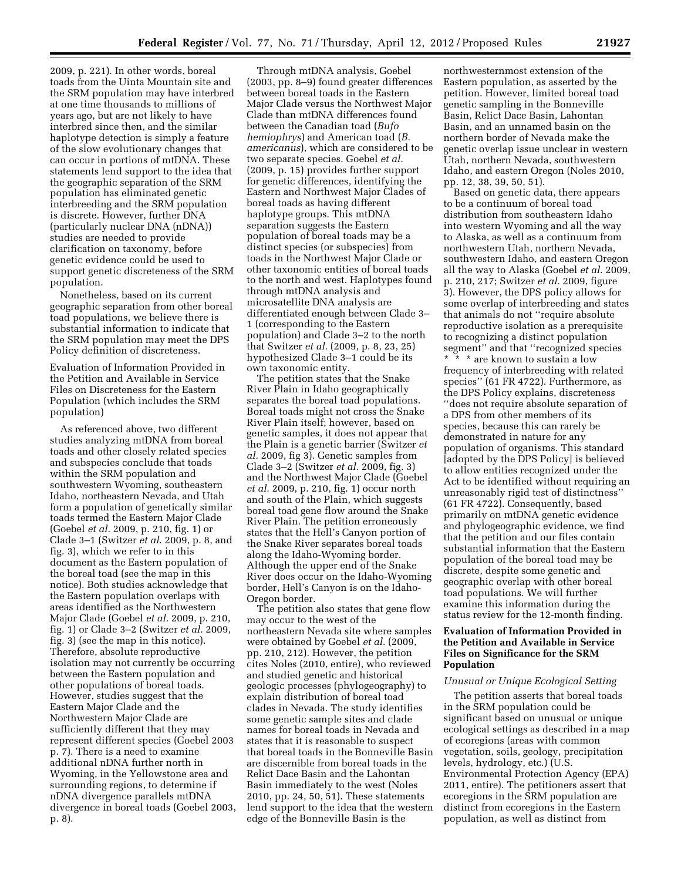2009, p. 221). In other words, boreal toads from the Uinta Mountain site and the SRM population may have interbred at one time thousands to millions of years ago, but are not likely to have interbred since then, and the similar haplotype detection is simply a feature of the slow evolutionary changes that can occur in portions of mtDNA. These statements lend support to the idea that the geographic separation of the SRM population has eliminated genetic interbreeding and the SRM population is discrete. However, further DNA (particularly nuclear DNA (nDNA)) studies are needed to provide clarification on taxonomy, before genetic evidence could be used to support genetic discreteness of the SRM population.

Nonetheless, based on its current geographic separation from other boreal toad populations, we believe there is substantial information to indicate that the SRM population may meet the DPS Policy definition of discreteness.

Evaluation of Information Provided in the Petition and Available in Service Files on Discreteness for the Eastern Population (which includes the SRM population)

As referenced above, two different studies analyzing mtDNA from boreal toads and other closely related species and subspecies conclude that toads within the SRM population and southwestern Wyoming, southeastern Idaho, northeastern Nevada, and Utah form a population of genetically similar toads termed the Eastern Major Clade (Goebel *et al.* 2009, p. 210, fig. 1) or Clade 3–1 (Switzer *et al.* 2009, p. 8, and fig. 3), which we refer to in this document as the Eastern population of the boreal toad (see the map in this notice). Both studies acknowledge that the Eastern population overlaps with areas identified as the Northwestern Major Clade (Goebel *et al.* 2009, p. 210, fig. 1) or Clade 3–2 (Switzer *et al.* 2009, fig. 3) (see the map in this notice). Therefore, absolute reproductive isolation may not currently be occurring between the Eastern population and other populations of boreal toads. However, studies suggest that the Eastern Major Clade and the Northwestern Major Clade are sufficiently different that they may represent different species (Goebel 2003 p. 7). There is a need to examine additional nDNA further north in Wyoming, in the Yellowstone area and surrounding regions, to determine if nDNA divergence parallels mtDNA divergence in boreal toads (Goebel 2003, p. 8).

Through mtDNA analysis, Goebel (2003, pp. 8–9) found greater differences between boreal toads in the Eastern Major Clade versus the Northwest Major Clade than mtDNA differences found between the Canadian toad (*Bufo hemiophrys*) and American toad (*B. americanus*), which are considered to be two separate species. Goebel *et al.* (2009, p. 15) provides further support for genetic differences, identifying the Eastern and Northwest Major Clades of boreal toads as having different haplotype groups. This mtDNA separation suggests the Eastern population of boreal toads may be a distinct species (or subspecies) from toads in the Northwest Major Clade or other taxonomic entities of boreal toads to the north and west. Haplotypes found through mtDNA analysis and microsatellite DNA analysis are differentiated enough between Clade 3–1 (corresponding to the Eastern population) and Clade 3–2 to the north that Switzer *et al.* (2009, p. 8, 23, 25) hypothesized Clade 3–1 could be its own taxonomic entity.

The petition states that the Snake River Plain in Idaho geographically separates the boreal toad populations. Boreal toads might not cross the Snake River Plain itself; however, based on genetic samples, it does not appear that the Plain is a genetic barrier (Switzer *et al.* 2009, fig 3). Genetic samples from Clade 3–2 (Switzer *et al.* 2009, fig. 3) and the Northwest Major Clade (Goebel *et al.* 2009, p. 210, fig. 1) occur north and south of the Plain, which suggests boreal toad gene flow around the Snake River Plain. The petition erroneously states that the Hell's Canyon portion of the Snake River separates boreal toads along the Idaho-Wyoming border. Although the upper end of the Snake River does occur on the Idaho-Wyoming border, Hell's Canyon is on the Idaho-Oregon border.

The petition also states that gene flow may occur to the west of the northeastern Nevada site where samples were obtained by Goebel *et al.* (2009, pp. 210, 212). However, the petition cites Noles (2010, entire), who reviewed and studied genetic and historical geologic processes (phylogeography) to explain distribution of boreal toad clades in Nevada. The study identifies some genetic sample sites and clade names for boreal toads in Nevada and states that it is reasonable to suspect that boreal toads in the Bonneville Basin are discernible from boreal toads in the Relict Dace Basin and the Lahontan Basin immediately to the west (Noles 2010, pp. 24, 50, 51). These statements lend support to the idea that the western edge of the Bonneville Basin is the northwesternmost extension of the Eastern population, as asserted by the petition. However, limited boreal toad genetic sampling in the Bonneville Basin, Relict Dace Basin, Lahontan Basin, and an unnamed basin on the northern border of Nevada make the genetic overlap issue unclear in western Utah, northern Nevada, southwestern Idaho, and eastern Oregon (Noles 2010, pp. 12, 38, 39, 50, 51).

Based on genetic data, there appears to be a continuum of boreal toad distribution from southeastern Idaho into western Wyoming and all the way to Alaska, as well as a continuum from northwestern Utah, northern Nevada, southwestern Idaho, and eastern Oregon all the way to Alaska (Goebel *et al.* 2009, p. 210, 217; Switzer *et al.* 2009, figure 3). However, the DPS policy allows for some overlap of interbreeding and states that animals do not "require absolute reproductive isolation as a prerequisite to recognizing a distinct population segment" and that "recognized species * * * are known to sustain a low frequency of interbreeding with related species" (61 FR 4722). Furthermore, as the DPS Policy explains, discreteness "does not require absolute separation of a DPS from other members of its species, because this can rarely be demonstrated in nature for any population of organisms. This standard [adopted by the DPS Policy] is believed to allow entities recognized under the Act to be identified without requiring an unreasonably rigid test of distinctness" (61 FR 4722). Consequently, based primarily on mtDNA genetic evidence and phylogeographic evidence, we find that the petition and our files contain substantial information that the Eastern population of the boreal toad may be discrete, despite some genetic and geographic overlap with other boreal toad populations. We will further examine this information during the status review for the 12-month finding.

**Evaluation of Information Provided in the Petition and Available in Service Files on Significance for the SRM Population**

*Unusual or Unique Ecological Setting*

The petition asserts that boreal toads in the SRM population could be significant based on unusual or unique ecological settings as described in a map of ecoregions (areas with common vegetation, soils, geology, precipitation levels, hydrology, etc.) (U.S. Environmental Protection Agency (EPA) 2011, entire). The petitioners assert that ecoregions in the SRM population are distinct from ecoregions in the Eastern population, as well as distinct from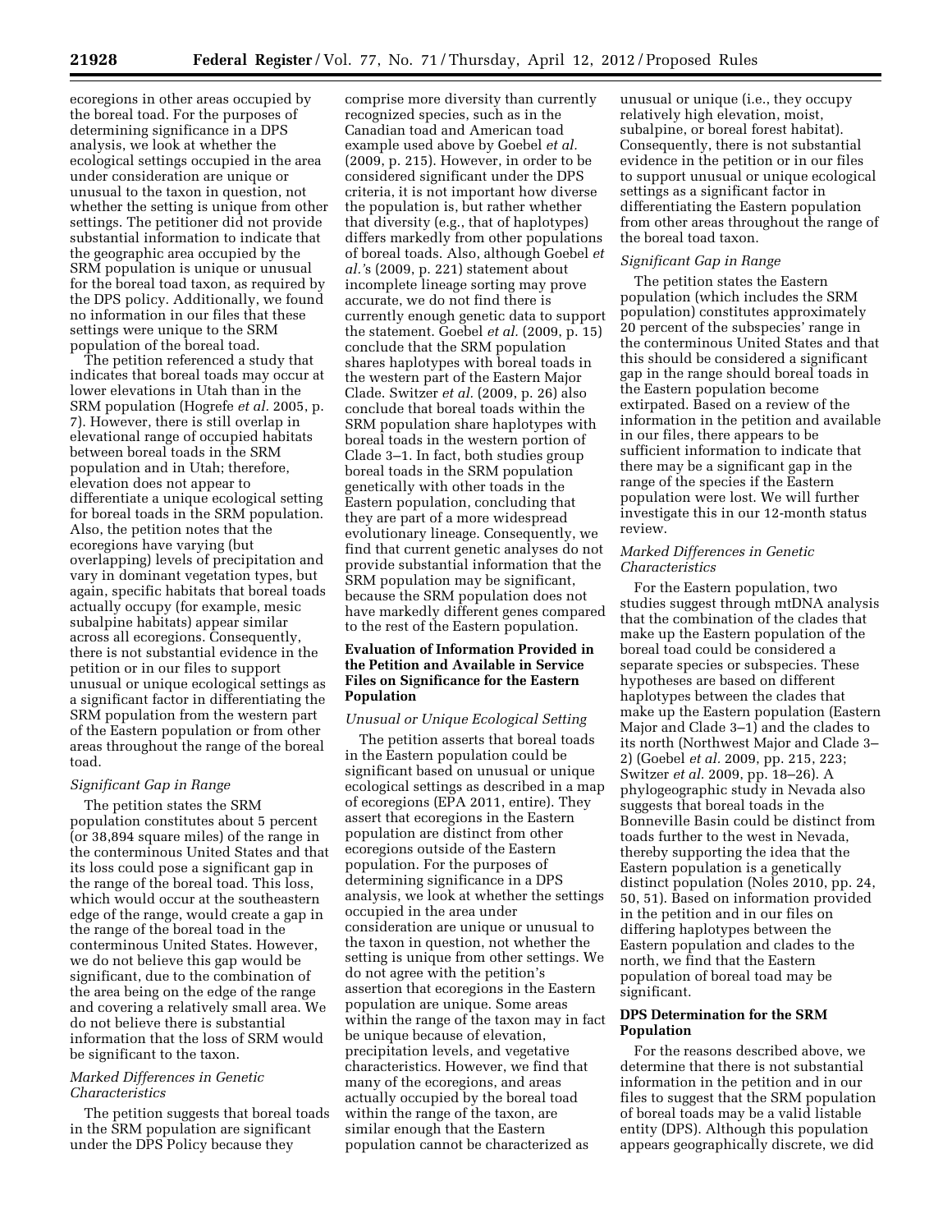ecoregions in other areas occupied by the boreal toad. For the purposes of determining significance in a DPS analysis, we look at whether the ecological settings occupied in the area under consideration are unique or unusual to the taxon in question, not whether the setting is unique from other settings. The petitioner did not provide substantial information to indicate that the geographic area occupied by the SRM population is unique or unusual for the boreal toad taxon, as required by the DPS policy. Additionally, we found no information in our files that these settings were unique to the SRM population of the boreal toad.

The petition referenced a study that indicates that boreal toads may occur at lower elevations in Utah than in the SRM population (Hogrefe *et al.* 2005, p. 7). However, there is still overlap in elevational range of occupied habitats between boreal toads in the SRM population and in Utah; therefore, elevation does not appear to differentiate a unique ecological setting for boreal toads in the SRM population. Also, the petition notes that the ecoregions have varying (but overlapping) levels of precipitation and vary in dominant vegetation types, but again, specific habitats that boreal toads actually occupy (for example, mesic subalpine habitats) appear similar across all ecoregions. Consequently, there is not substantial evidence in the petition or in our files to support unusual or unique ecological settings as a significant factor in differentiating the SRM population from the western part of the Eastern population or from other areas throughout the range of the boreal toad.

*Significant Gap in Range*

The petition states the SRM population constitutes about 5 percent (or 38,894 square miles) of the range in the conterminous United States and that its loss could pose a significant gap in the range of the boreal toad. This loss, which would occur at the southeastern edge of the range, would create a gap in the range of the boreal toad in the conterminous United States. However, we do not believe this gap would be significant, due to the combination of the area being on the edge of the range and covering a relatively small area. We do not believe there is substantial information that the loss of SRM would be significant to the taxon.

*Marked Differences in Genetic Characteristics*

The petition suggests that boreal toads in the SRM population are significant under the DPS Policy because they comprise more diversity than currently recognized species, such as in the Canadian toad and American toad example used above by Goebel *et al.* (2009, p. 215). However, in order to be considered significant under the DPS criteria, it is not important how diverse the population is, but rather whether that diversity (e.g., that of haplotypes) differs markedly from other populations of boreal toads. Also, although Goebel *et al.*'s (2009, p. 221) statement about incomplete lineage sorting may prove accurate, we do not find there is currently enough genetic data to support the statement. Goebel *et al.* (2009, p. 15) conclude that the SRM population shares haplotypes with boreal toads in the western part of the Eastern Major Clade. Switzer *et al.* (2009, p. 26) also conclude that boreal toads within the SRM population share haplotypes with boreal toads in the western portion of Clade 3–1. In fact, both studies group boreal toads in the SRM population genetically with other toads in the Eastern population, concluding that they are part of a more widespread evolutionary lineage. Consequently, we find that current genetic analyses do not provide substantial information that the SRM population may be significant, because the SRM population does not have markedly different genes compared to the rest of the Eastern population.

**Evaluation of Information Provided in the Petition and Available in Service Files on Significance for the Eastern Population**

*Unusual or Unique Ecological Setting*

The petition asserts that boreal toads in the Eastern population could be significant based on unusual or unique ecological settings as described in a map of ecoregions (EPA 2011, entire). They assert that ecoregions in the Eastern population are distinct from other ecoregions outside of the Eastern population. For the purposes of determining significance in a DPS analysis, we look at whether the settings occupied in the area under consideration are unique or unusual to the taxon in question, not whether the setting is unique from other settings. We do not agree with the petition's assertion that ecoregions in the Eastern population are unique. Some areas within the range of the taxon may in fact be unique because of elevation, precipitation levels, and vegetative characteristics. However, we find that many of the ecoregions, and areas actually occupied by the boreal toad within the range of the taxon, are similar enough that the Eastern population cannot be characterized as unusual or unique (i.e., they occupy relatively high elevation, moist, subalpine, or boreal forest habitat). Consequently, there is not substantial evidence in the petition or in our files to support unusual or unique ecological settings as a significant factor in differentiating the Eastern population from other areas throughout the range of the boreal toad taxon.

*Significant Gap in Range*

The petition states the Eastern population (which includes the SRM population) constitutes approximately 20 percent of the subspecies' range in the conterminous United States and that this should be considered a significant gap in the range should boreal toads in the Eastern population become extirpated. Based on a review of the information in the petition and available in our files, there appears to be sufficient information to indicate that there may be a significant gap in the range of the species if the Eastern population were lost. We will further investigate this in our 12-month status review.

*Marked Differences in Genetic Characteristics*

For the Eastern population, two studies suggest through mtDNA analysis that the combination of the clades that make up the Eastern population of the boreal toad could be considered a separate species or subspecies. These hypotheses are based on different haplotypes between the clades that make up the Eastern population (Eastern Major and Clade 3–1) and the clades to its north (Northwest Major and Clade 3–2) (Goebel *et al.* 2009, pp. 215, 223; Switzer *et al.* 2009, pp. 18–26). A phylogeographic study in Nevada also suggests that boreal toads in the Bonneville Basin could be distinct from toads further to the west in Nevada, thereby supporting the idea that the Eastern population is a genetically distinct population (Noles 2010, pp. 24, 50, 51). Based on information provided in the petition and in our files on differing haplotypes between the Eastern population and clades to the north, we find that the Eastern population of boreal toad may be significant.

**DPS Determination for the SRM Population**

For the reasons described above, we determine that there is not substantial information in the petition and in our files to suggest that the SRM population of boreal toads may be a valid listable entity (DPS). Although this population appears geographically discrete, we did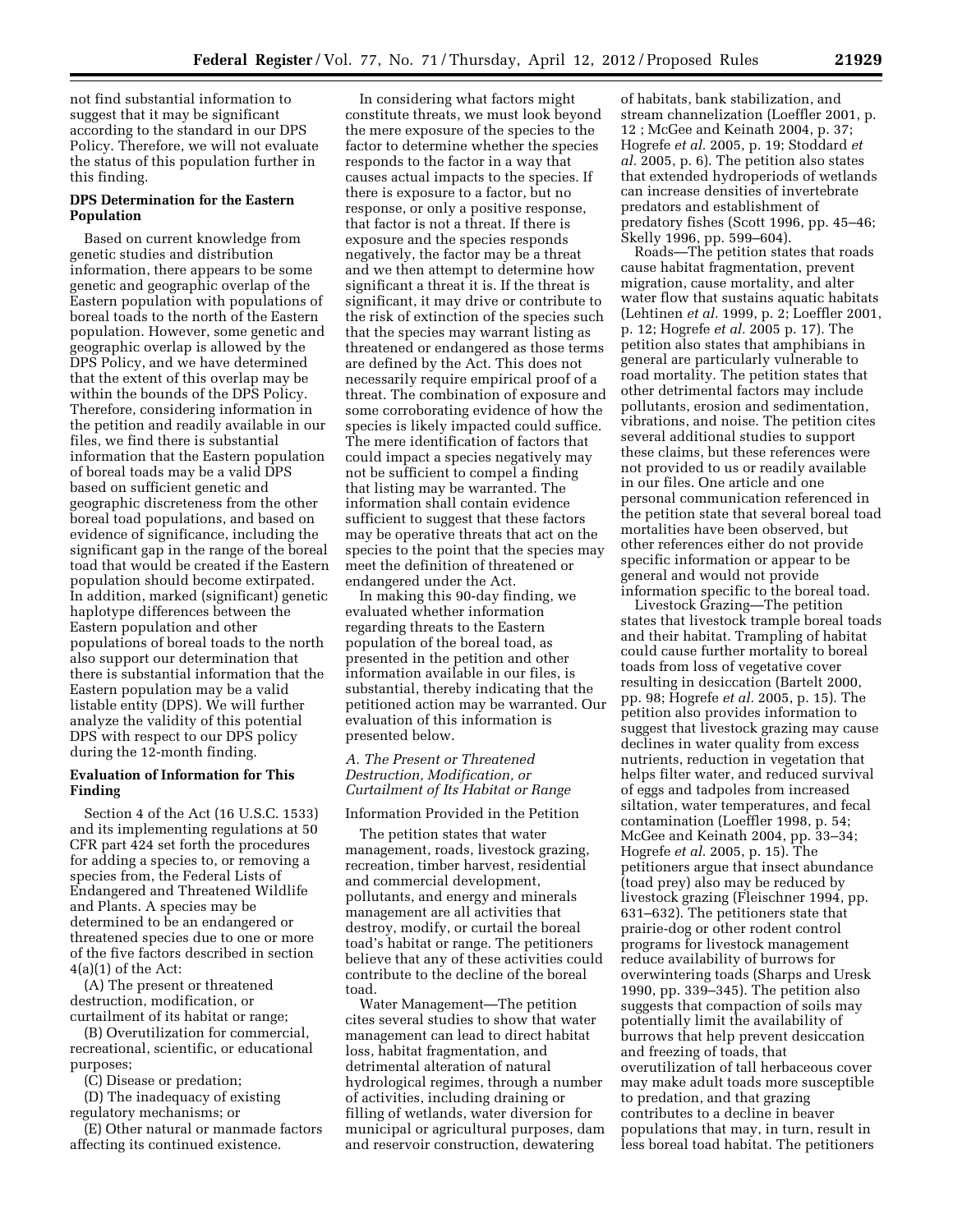not find substantial information to suggest that it may be significant according to the standard in our DPS Policy. Therefore, we will not evaluate the status of this population further in this finding.

**DPS Determination for the Eastern Population**

Based on current knowledge from genetic studies and distribution information, there appears to be some genetic and geographic overlap of the Eastern population with populations of boreal toads to the north of the Eastern population. However, some genetic and geographic overlap is allowed by the DPS Policy, and we have determined that the extent of this overlap may be within the bounds of the DPS Policy. Therefore, considering information in the petition and readily available in our files, we find there is substantial information that the Eastern population of boreal toads may be a valid DPS based on sufficient genetic and geographic discreteness from the other boreal toad populations, and based on evidence of significance, including the significant gap in the range of the boreal toad that would be created if the Eastern population should become extirpated. In addition, marked (significant) genetic haplotype differences between the Eastern population and other populations of boreal toads to the north also support our determination that there is substantial information that the Eastern population may be a valid listable entity (DPS). We will further analyze the validity of this potential DPS with respect to our DPS policy during the 12-month finding.

**Evaluation of Information for This Finding**

Section 4 of the Act (16 U.S.C. 1533) and its implementing regulations at 50 CFR part 424 set forth the procedures for adding a species to, or removing a species from, the Federal Lists of Endangered and Threatened Wildlife and Plants. A species may be determined to be an endangered or threatened species due to one or more of the five factors described in section 4(a)(1) of the Act:

(A) The present or threatened destruction, modification, or curtailment of its habitat or range;

(B) Overutilization for commercial, recreational, scientific, or educational purposes;

(C) Disease or predation;

(D) The inadequacy of existing regulatory mechanisms; or

(E) Other natural or manmade factors affecting its continued existence.

In considering what factors might constitute threats, we must look beyond the mere exposure of the species to the factor to determine whether the species responds to the factor in a way that causes actual impacts to the species. If there is exposure to a factor, but no response, or only a positive response, that factor is not a threat. If there is exposure and the species responds negatively, the factor may be a threat and we then attempt to determine how significant a threat it is. If the threat is significant, it may drive or contribute to the risk of extinction of the species such that the species may warrant listing as threatened or endangered as those terms are defined by the Act. This does not necessarily require empirical proof of a threat. The combination of exposure and some corroborating evidence of how the species is likely impacted could suffice. The mere identification of factors that could impact a species negatively may not be sufficient to compel a finding that listing may be warranted. The information shall contain evidence sufficient to suggest that these factors may be operative threats that act on the species to the point that the species may meet the definition of threatened or endangered under the Act.

In making this 90-day finding, we evaluated whether information regarding threats to the Eastern population of the boreal toad, as presented in the petition and other information available in our files, is substantial, thereby indicating that the petitioned action may be warranted. Our evaluation of this information is presented below.

*A. The Present or Threatened Destruction, Modification, or Curtailment of Its Habitat or Range*

Information Provided in the Petition

The petition states that water management, roads, livestock grazing, recreation, timber harvest, residential and commercial development, pollutants, and energy and minerals management are all activities that destroy, modify, or curtail the boreal toad's habitat or range. The petitioners believe that any of these activities could contribute to the decline of the boreal toad.

Water Management—The petition cites several studies to show that water management can lead to direct habitat loss, habitat fragmentation, and detrimental alteration of natural hydrological regimes, through a number of activities, including draining or filling of wetlands, water diversion for municipal or agricultural purposes, dam and reservoir construction, dewatering of habitats, bank stabilization, and stream channelization (Loeffler 2001, p. 12 ; McGee and Keinath 2004, p. 37; Hogrefe *et al.* 2005, p. 19; Stoddard *et al.* 2005, p. 6). The petition also states that extended hydroperiods of wetlands can increase densities of invertebrate predators and establishment of predatory fishes (Scott 1996, pp. 45–46; Skelly 1996, pp. 599–604).

Roads—The petition states that roads cause habitat fragmentation, prevent migration, cause mortality, and alter water flow that sustains aquatic habitats (Lehtinen *et al.* 1999, p. 2; Loeffler 2001, p. 12; Hogrefe *et al.* 2005 p. 17). The petition also states that amphibians in general are particularly vulnerable to road mortality. The petition states that other detrimental factors may include pollutants, erosion and sedimentation, vibrations, and noise. The petition cites several additional studies to support these claims, but these references were not provided to us or readily available in our files. One article and one personal communication referenced in the petition state that several boreal toad mortalities have been observed, but other references either do not provide specific information or appear to be general and would not provide information specific to the boreal toad.

Livestock Grazing—The petition states that livestock trample boreal toads and their habitat. Trampling of habitat could cause further mortality to boreal toads from loss of vegetative cover resulting in desiccation (Bartelt 2000, pp. 98; Hogrefe *et al.* 2005, p. 15). The petition also provides information to suggest that livestock grazing may cause declines in water quality from excess nutrients, reduction in vegetation that helps filter water, and reduced survival of eggs and tadpoles from increased siltation, water temperatures, and fecal contamination (Loeffler 1998, p. 54; McGee and Keinath 2004, pp. 33–34; Hogrefe *et al.* 2005, p. 15). The petitioners argue that insect abundance (toad prey) also may be reduced by livestock grazing (Fleischner 1994, pp. 631–632). The petitioners state that prairie-dog or other rodent control programs for livestock management reduce availability of burrows for overwintering toads (Sharps and Uresk 1990, pp. 339–345). The petition also suggests that compaction of soils may potentially limit the availability of burrows that help prevent desiccation and freezing of toads, that overutilization of tall herbaceous cover may make adult toads more susceptible to predation, and that grazing contributes to a decline in beaver populations that may, in turn, result in less boreal toad habitat. The petitioners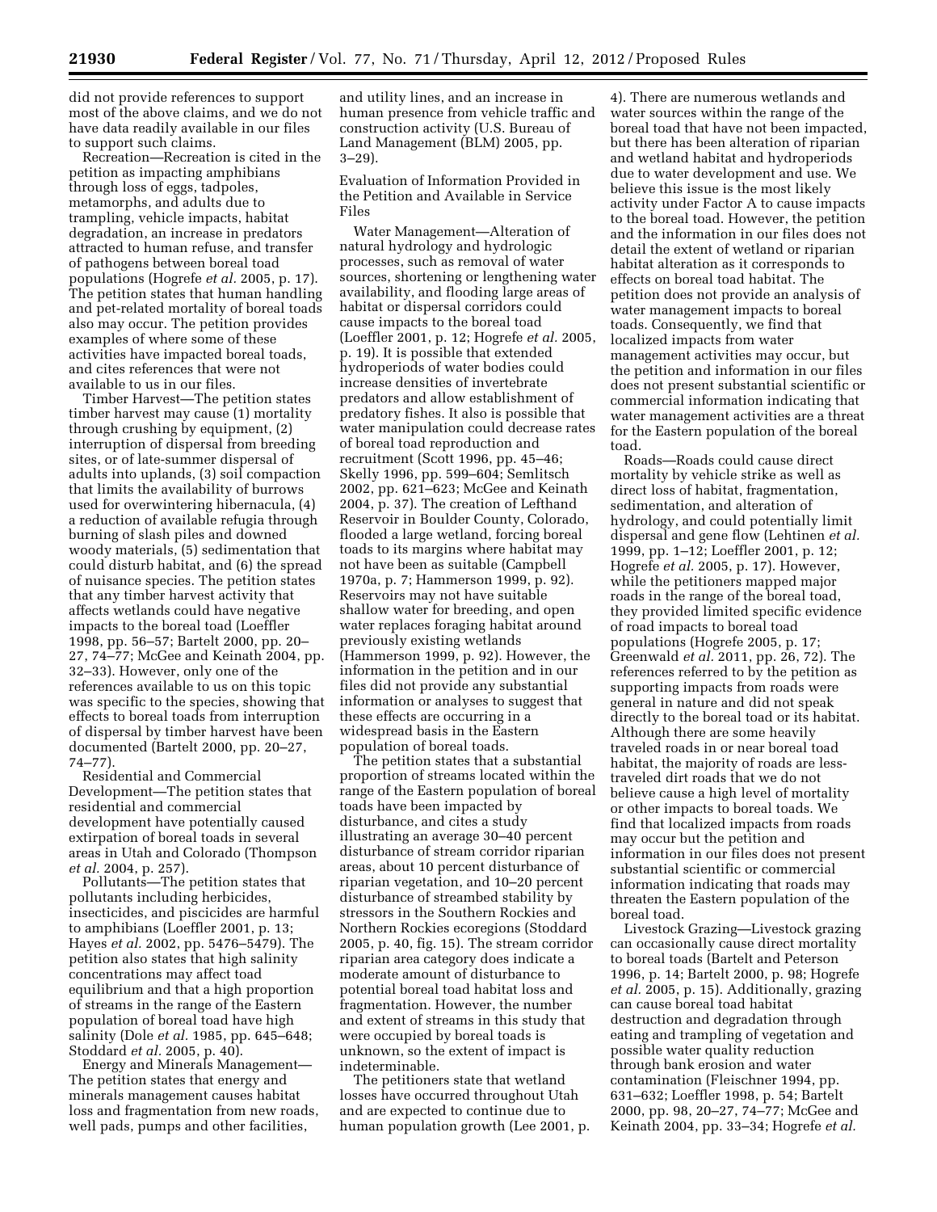did not provide references to support most of the above claims, and we do not have data readily available in our files to support such claims.

Recreation—Recreation is cited in the petition as impacting amphibians through loss of eggs, tadpoles, metamorphs, and adults due to trampling, vehicle impacts, habitat degradation, an increase in predators attracted to human refuse, and transfer of pathogens between boreal toad populations (Hogrefe *et al.* 2005, p. 17). The petition states that human handling and pet-related mortality of boreal toads also may occur. The petition provides examples of where some of these activities have impacted boreal toads, and cites references that were not available to us in our files.

Timber Harvest—The petition states timber harvest may cause (1) mortality through crushing by equipment, (2) interruption of dispersal from breeding sites, or of late-summer dispersal of adults into uplands, (3) soil compaction that limits the availability of burrows used for overwintering hibernacula, (4) a reduction of available refugia through burning of slash piles and downed woody materials, (5) sedimentation that could disturb habitat, and (6) the spread of nuisance species. The petition states that any timber harvest activity that affects wetlands could have negative impacts to the boreal toad (Loeffler 1998, pp. 56–57; Bartelt 2000, pp. 20–27, 74–77; McGee and Keinath 2004, pp. 32–33). However, only one of the references available to us on this topic was specific to the species, showing that effects to boreal toads from interruption of dispersal by timber harvest have been documented (Bartelt 2000, pp. 20–27, 74–77).

Residential and Commercial Development—The petition states that residential and commercial development have potentially caused extirpation of boreal toads in several areas in Utah and Colorado (Thompson *et al.* 2004, p. 257).

Pollutants—The petition states that pollutants including herbicides, insecticides, and piscicides are harmful to amphibians (Loeffler 2001, p. 13; Hayes *et al.* 2002, pp. 5476–5479). The petition also states that high salinity concentrations may affect toad equilibrium and that a high proportion of streams in the range of the Eastern population of boreal toad have high salinity (Dole *et al.* 1985, pp. 645–648; Stoddard *et al.* 2005, p. 40).

Energy and Minerals Management—The petition states that energy and minerals management causes habitat loss and fragmentation from new roads, well pads, pumps and other facilities, and utility lines, and an increase in human presence from vehicle traffic and construction activity (U.S. Bureau of Land Management (BLM) 2005, pp. 3–29).

Evaluation of Information Provided in the Petition and Available in Service Files

Water Management—Alteration of natural hydrology and hydrologic processes, such as removal of water sources, shortening or lengthening water availability, and flooding large areas of habitat or dispersal corridors could cause impacts to the boreal toad (Loeffler 2001, p. 12; Hogrefe *et al.* 2005, p. 19). It is possible that extended hydroperiods of water bodies could increase densities of invertebrate predators and allow establishment of predatory fishes. It also is possible that water manipulation could decrease rates of boreal toad reproduction and recruitment (Scott 1996, pp. 45–46; Skelly 1996, pp. 599–604; Semlitsch 2002, pp. 621–623; McGee and Keinath 2004, p. 37). The creation of Lefthand Reservoir in Boulder County, Colorado, flooded a large wetland, forcing boreal toads to its margins where habitat may not have been as suitable (Campbell 1970a, p. 7; Hammerson 1999, p. 92). Reservoirs may not have suitable shallow water for breeding, and open water replaces foraging habitat around previously existing wetlands (Hammerson 1999, p. 92). However, the information in the petition and in our files did not provide any substantial information or analyses to suggest that these effects are occurring in a widespread basis in the Eastern population of boreal toads.

The petition states that a substantial proportion of streams located within the range of the Eastern population of boreal toads have been impacted by disturbance, and cites a study illustrating an average 30–40 percent disturbance of stream corridor riparian areas, about 10 percent disturbance of riparian vegetation, and 10–20 percent disturbance of streambed stability by stressors in the Southern Rockies and Northern Rockies ecoregions (Stoddard 2005, p. 40, fig. 15). The stream corridor riparian area category does indicate a moderate amount of disturbance to potential boreal toad habitat loss and fragmentation. However, the number and extent of streams in this study that were occupied by boreal toads is unknown, so the extent of impact is indeterminable.

The petitioners state that wetland losses have occurred throughout Utah and are expected to continue due to human population growth (Lee 2001, p. 4). There are numerous wetlands and water sources within the range of the boreal toad that have not been impacted, but there has been alteration of riparian and wetland habitat and hydroperiods due to water development and use. We believe this issue is the most likely activity under Factor A to cause impacts to the boreal toad. However, the petition and the information in our files does not detail the extent of wetland or riparian habitat alteration as it corresponds to effects on boreal toad habitat. The petition does not provide an analysis of water management impacts to boreal toads. Consequently, we find that localized impacts from water management activities may occur, but the petition and information in our files does not present substantial scientific or commercial information indicating that water management activities are a threat for the Eastern population of the boreal toad.

Roads—Roads could cause direct mortality by vehicle strike as well as direct loss of habitat, fragmentation, sedimentation, and alteration of hydrology, and could potentially limit dispersal and gene flow (Lehtinen *et al.* 1999, pp. 1–12; Loeffler 2001, p. 12; Hogrefe *et al.* 2005, p. 17). However, while the petitioners mapped major roads in the range of the boreal toad, they provided limited specific evidence of road impacts to boreal toad populations (Hogrefe 2005, p. 17; Greenwald *et al.* 2011, pp. 26, 72). The references referred to by the petition as supporting impacts from roads were general in nature and did not speak directly to the boreal toad or its habitat. Although there are some heavily traveled roads in or near boreal toad habitat, the majority of roads are less-traveled dirt roads that we do not believe cause a high level of mortality or other impacts to boreal toads. We find that localized impacts from roads may occur but the petition and information in our files does not present substantial scientific or commercial information indicating that roads may threaten the Eastern population of the boreal toad.

Livestock Grazing—Livestock grazing can occasionally cause direct mortality to boreal toads (Bartelt and Peterson 1996, p. 14; Bartelt 2000, p. 98; Hogrefe *et al.* 2005, p. 15). Additionally, grazing can cause boreal toad habitat destruction and degradation through eating and trampling of vegetation and possible water quality reduction through bank erosion and water contamination (Fleischner 1994, pp. 631–632; Loeffler 1998, p. 54; Bartelt 2000, pp. 98, 20–27, 74–77; McGee and Keinath 2004, pp. 33–34; Hogrefe *et al.*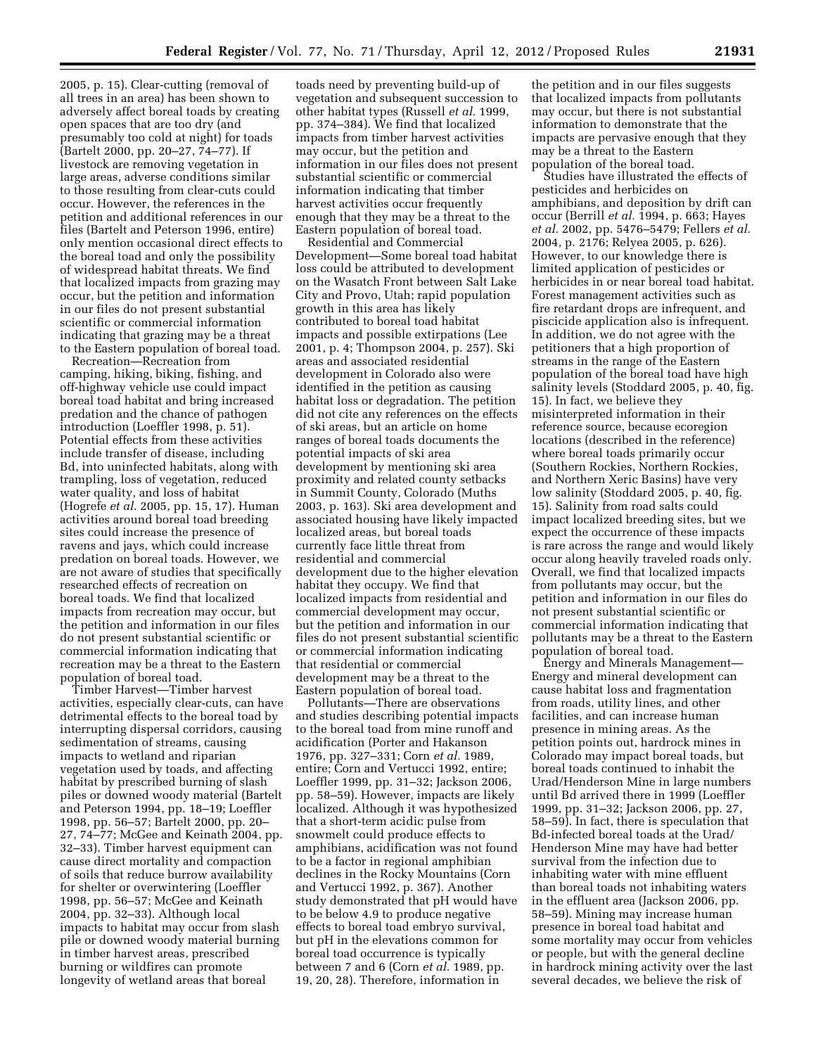2005, p. 15). Clear-cutting (removal of all trees in an area) has been shown to adversely affect boreal toads by creating open spaces that are too dry (and presumably too cold at night) for toads (Bartelt 2000, pp. 20–27, 74–77). If livestock are removing vegetation in large areas, adverse conditions similar to those resulting from clear-cuts could occur. However, the references in the petition and additional references in our files (Bartelt and Peterson 1996, entire) only mention occasional direct effects to the boreal toad and only the possibility of widespread habitat threats. We find that localized impacts from grazing may occur, but the petition and information in our files do not present substantial scientific or commercial information indicating that grazing may be a threat to the Eastern population of boreal toad.

Recreation—Recreation from camping, hiking, biking, fishing, and off-highway vehicle use could impact boreal toad habitat and bring increased predation and the chance of pathogen introduction (Loeffler 1998, p. 51). Potential effects from these activities include transfer of disease, including Bd, into uninfected habitats, along with trampling, loss of vegetation, reduced water quality, and loss of habitat (Hogrefe *et al.* 2005, pp. 15, 17). Human activities around boreal toad breeding sites could increase the presence of ravens and jays, which could increase predation on boreal toads. However, we are not aware of studies that specifically researched effects of recreation on boreal toads. We find that localized impacts from recreation may occur, but the petition and information in our files do not present substantial scientific or commercial information indicating that recreation may be a threat to the Eastern population of boreal toad.

Timber Harvest—Timber harvest activities, especially clear-cuts, can have detrimental effects to the boreal toad by interrupting dispersal corridors, causing sedimentation of streams, causing impacts to wetland and riparian vegetation used by toads, and affecting habitat by prescribed burning of slash piles or downed woody material (Bartelt and Peterson 1994, pp. 18–19; Loeffler 1998, pp. 56–57; Bartelt 2000, pp. 20–27, 74–77; McGee and Keinath 2004, pp. 32–33). Timber harvest equipment can cause direct mortality and compaction of soils that reduce burrow availability for shelter or overwintering (Loeffler 1998, pp. 56–57; McGee and Keinath 2004, pp. 32–33). Although local impacts to habitat may occur from slash pile or downed woody material burning in timber harvest areas, prescribed burning or wildfires can promote longevity of wetland areas that boreal toads need by preventing build-up of vegetation and subsequent succession to other habitat types (Russell *et al.* 1999, pp. 374–384). We find that localized impacts from timber harvest activities may occur, but the petition and information in our files does not present substantial scientific or commercial information indicating that timber harvest activities occur frequently enough that they may be a threat to the Eastern population of boreal toad.

Residential and Commercial Development—Some boreal toad habitat loss could be attributed to development on the Wasatch Front between Salt Lake City and Provo, Utah; rapid population growth in this area has likely contributed to boreal toad habitat impacts and possible extirpations (Lee 2001, p. 4; Thompson 2004, p. 257). Ski areas and associated residential development in Colorado also were identified in the petition as causing habitat loss or degradation. The petition did not cite any references on the effects of ski areas, but an article on home ranges of boreal toads documents the potential impacts of ski area development by mentioning ski area proximity and related county setbacks in Summit County, Colorado (Muths 2003, p. 163). Ski area development and associated housing have likely impacted localized areas, but boreal toads currently face little threat from residential and commercial development due to the higher elevation habitat they occupy. We find that localized impacts from residential and commercial development may occur, but the petition and information in our files do not present substantial scientific or commercial information indicating that residential or commercial development may be a threat to the Eastern population of boreal toad.

Pollutants—There are observations and studies describing potential impacts to the boreal toad from mine runoff and acidification (Porter and Hakanson 1976, pp. 327–331; Corn *et al.* 1989, entire; Corn and Vertucci 1992, entire; Loeffler 1999, pp. 31–32; Jackson 2006, pp. 58–59). However, impacts are likely localized. Although it was hypothesized that a short-term acidic pulse from snowmelt could produce effects to amphibians, acidification was not found to be a factor in regional amphibian declines in the Rocky Mountains (Corn and Vertucci 1992, p. 367). Another study demonstrated that pH would have to be below 4.9 to produce negative effects to boreal toad embryo survival, but pH in the elevations common for boreal toad occurrence is typically between 7 and 6 (Corn *et al.* 1989, pp. 19, 20, 28). Therefore, information in the petition and in our files suggests that localized impacts from pollutants may occur, but there is not substantial information to demonstrate that the impacts are pervasive enough that they may be a threat to the Eastern population of the boreal toad.

Studies have illustrated the effects of pesticides and herbicides on amphibians, and deposition by drift can occur (Berrill *et al.* 1994, p. 663; Hayes *et al.* 2002, pp. 5476–5479; Fellers *et al.* 2004, p. 2176; Relyea 2005, p. 626). However, to our knowledge there is limited application of pesticides or herbicides in or near boreal toad habitat. Forest management activities such as fire retardant drops are infrequent, and piscicide application also is infrequent. In addition, we do not agree with the petitioners that a high proportion of streams in the range of the Eastern population of the boreal toad have high salinity levels (Stoddard 2005, p. 40, fig. 15). In fact, we believe they misinterpreted information in their reference source, because ecoregion locations (described in the reference) where boreal toads primarily occur (Southern Rockies, Northern Rockies, and Northern Xeric Basins) have very low salinity (Stoddard 2005, p. 40, fig. 15). Salinity from road salts could impact localized breeding sites, but we expect the occurrence of these impacts is rare across the range and would likely occur along heavily traveled roads only. Overall, we find that localized impacts from pollutants may occur, but the petition and information in our files do not present substantial scientific or commercial information indicating that pollutants may be a threat to the Eastern population of boreal toad.

Energy and Minerals Management—Energy and mineral development can cause habitat loss and fragmentation from roads, utility lines, and other facilities, and can increase human presence in mining areas. As the petition points out, hardrock mines in Colorado may impact boreal toads, but boreal toads continued to inhabit the Urad/Henderson Mine in large numbers until Bd arrived there in 1999 (Loeffler 1999, pp. 31–32; Jackson 2006, pp. 27, 58–59). In fact, there is speculation that Bd-infected boreal toads at the Urad/Henderson Mine may have had better survival from the infection due to inhabiting water with mine effluent than boreal toads not inhabiting waters in the effluent area (Jackson 2006, pp. 58–59). Mining may increase human presence in boreal toad habitat and some mortality may occur from vehicles or people, but with the general decline in hardrock mining activity over the last several decades, we believe the risk of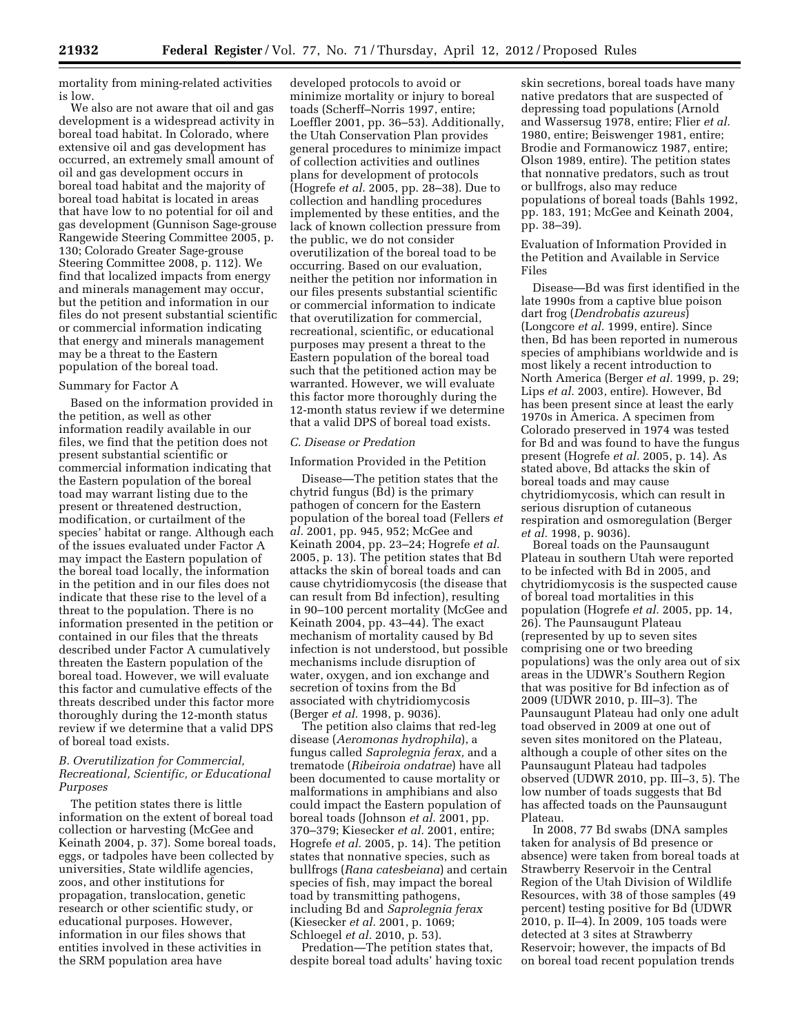mortality from mining-related activities is low.

We also are not aware that oil and gas development is a widespread activity in boreal toad habitat. In Colorado, where extensive oil and gas development has occurred, an extremely small amount of oil and gas development occurs in boreal toad habitat and the majority of boreal toad habitat is located in areas that have low to no potential for oil and gas development (Gunnison Sage-grouse Rangewide Steering Committee 2005, p. 130; Colorado Greater Sage-grouse Steering Committee 2008, p. 112). We find that localized impacts from energy and minerals management may occur, but the petition and information in our files do not present substantial scientific or commercial information indicating that energy and minerals management may be a threat to the Eastern population of the boreal toad.

Summary for Factor A

Based on the information provided in the petition, as well as other information readily available in our files, we find that the petition does not present substantial scientific or commercial information indicating that the Eastern population of the boreal toad may warrant listing due to the present or threatened destruction, modification, or curtailment of the species' habitat or range. Although each of the issues evaluated under Factor A may impact the Eastern population of the boreal toad locally, the information in the petition and in our files does not indicate that these rise to the level of a threat to the population. There is no information presented in the petition or contained in our files that the threats described under Factor A cumulatively threaten the Eastern population of the boreal toad. However, we will evaluate this factor and cumulative effects of the threats described under this factor more thoroughly during the 12-month status review if we determine that a valid DPS of boreal toad exists.

### *B. Overutilization for Commercial, Recreational, Scientific, or Educational Purposes*

The petition states there is little information on the extent of boreal toad collection or harvesting (McGee and Keinath 2004, p. 37). Some boreal toads, eggs, or tadpoles have been collected by universities, State wildlife agencies, zoos, and other institutions for propagation, translocation, genetic research or other scientific study, or educational purposes. However, information in our files shows that entities involved in these activities in the SRM population area have developed protocols to avoid or minimize mortality or injury to boreal toads (Scherff–Norris 1997, entire; Loeffler 2001, pp. 36–53). Additionally, the Utah Conservation Plan provides general procedures to minimize impact of collection activities and outlines plans for development of protocols (Hogrefe *et al.* 2005, pp. 28–38). Due to collection and handling procedures implemented by these entities, and the lack of known collection pressure from the public, we do not consider overutilization of the boreal toad to be occurring. Based on our evaluation, neither the petition nor information in our files presents substantial scientific or commercial information to indicate that overutilization for commercial, recreational, scientific, or educational purposes may present a threat to the Eastern population of the boreal toad such that the petitioned action may be warranted. However, we will evaluate this factor more thoroughly during the 12-month status review if we determine that a valid DPS of boreal toad exists.

### *C. Disease or Predation*

Information Provided in the Petition

Disease—The petition states that the chytrid fungus (Bd) is the primary pathogen of concern for the Eastern population of the boreal toad (Fellers *et al.* 2001, pp. 945, 952; McGee and Keinath 2004, pp. 23–24; Hogrefe *et al.* 2005, p. 13). The petition states that Bd attacks the skin of boreal toads and can cause chytridiomycosis (the disease that can result from Bd infection), resulting in 90–100 percent mortality (McGee and Keinath 2004, pp. 43–44). The exact mechanism of mortality caused by Bd infection is not understood, but possible mechanisms include disruption of water, oxygen, and ion exchange and secretion of toxins from the Bd associated with chytridiomycosis (Berger *et al.* 1998, p. 9036).

The petition also claims that red-leg disease (*Aeromonas hydrophila*), a fungus called *Saprolegnia ferax,* and a trematode (*Ribeiroia ondatrae*) have all been documented to cause mortality or malformations in amphibians and also could impact the Eastern population of boreal toads (Johnson *et al.* 2001, pp. 370–379; Kiesecker *et al.* 2001, entire; Hogrefe *et al.* 2005, p. 14). The petition states that nonnative species, such as bullfrogs (*Rana catesbeiana*) and certain species of fish, may impact the boreal toad by transmitting pathogens, including Bd and *Saprolegnia ferax* (Kiesecker *et al.* 2001, p. 1069; Schloegel *et al.* 2010, p. 53).

Predation—The petition states that, despite boreal toad adults' having toxic skin secretions, boreal toads have many native predators that are suspected of depressing toad populations (Arnold and Wassersug 1978, entire; Flier *et al.* 1980, entire; Beiswenger 1981, entire; Brodie and Formanowicz 1987, entire; Olson 1989, entire). The petition states that nonnative predators, such as trout or bullfrogs, also may reduce populations of boreal toads (Bahls 1992, pp. 183, 191; McGee and Keinath 2004, pp. 38–39).

Evaluation of Information Provided in the Petition and Available in Service Files

Disease—Bd was first identified in the late 1990s from a captive blue poison dart frog (*Dendrobatis azureus*) (Longcore *et al.* 1999, entire). Since then, Bd has been reported in numerous species of amphibians worldwide and is most likely a recent introduction to North America (Berger *et al.* 1999, p. 29; Lips *et al.* 2003, entire). However, Bd has been present since at least the early 1970s in America. A specimen from Colorado preserved in 1974 was tested for Bd and was found to have the fungus present (Hogrefe *et al.* 2005, p. 14). As stated above, Bd attacks the skin of boreal toads and may cause chytridiomycosis, which can result in serious disruption of cutaneous respiration and osmoregulation (Berger *et al.* 1998, p. 9036).

Boreal toads on the Paunsaugunt Plateau in southern Utah were reported to be infected with Bd in 2005, and chytridiomycosis is the suspected cause of boreal toad mortalities in this population (Hogrefe *et al.* 2005, pp. 14, 26). The Paunsaugunt Plateau (represented by up to seven sites comprising one or two breeding populations) was the only area out of six areas in the UDWR's Southern Region that was positive for Bd infection as of 2009 (UDWR 2010, p. III–3). The Paunsaugunt Plateau had only one adult toad observed in 2009 at one out of seven sites monitored on the Plateau, although a couple of other sites on the Paunsaugunt Plateau had tadpoles observed (UDWR 2010, pp. III–3, 5). The low number of toads suggests that Bd has affected toads on the Paunsaugunt Plateau.

In 2008, 77 Bd swabs (DNA samples taken for analysis of Bd presence or absence) were taken from boreal toads at Strawberry Reservoir in the Central Region of the Utah Division of Wildlife Resources, with 38 of those samples (49 percent) testing positive for Bd (UDWR 2010, p. II–4). In 2009, 105 toads were detected at 3 sites at Strawberry Reservoir; however, the impacts of Bd on boreal toad recent population trends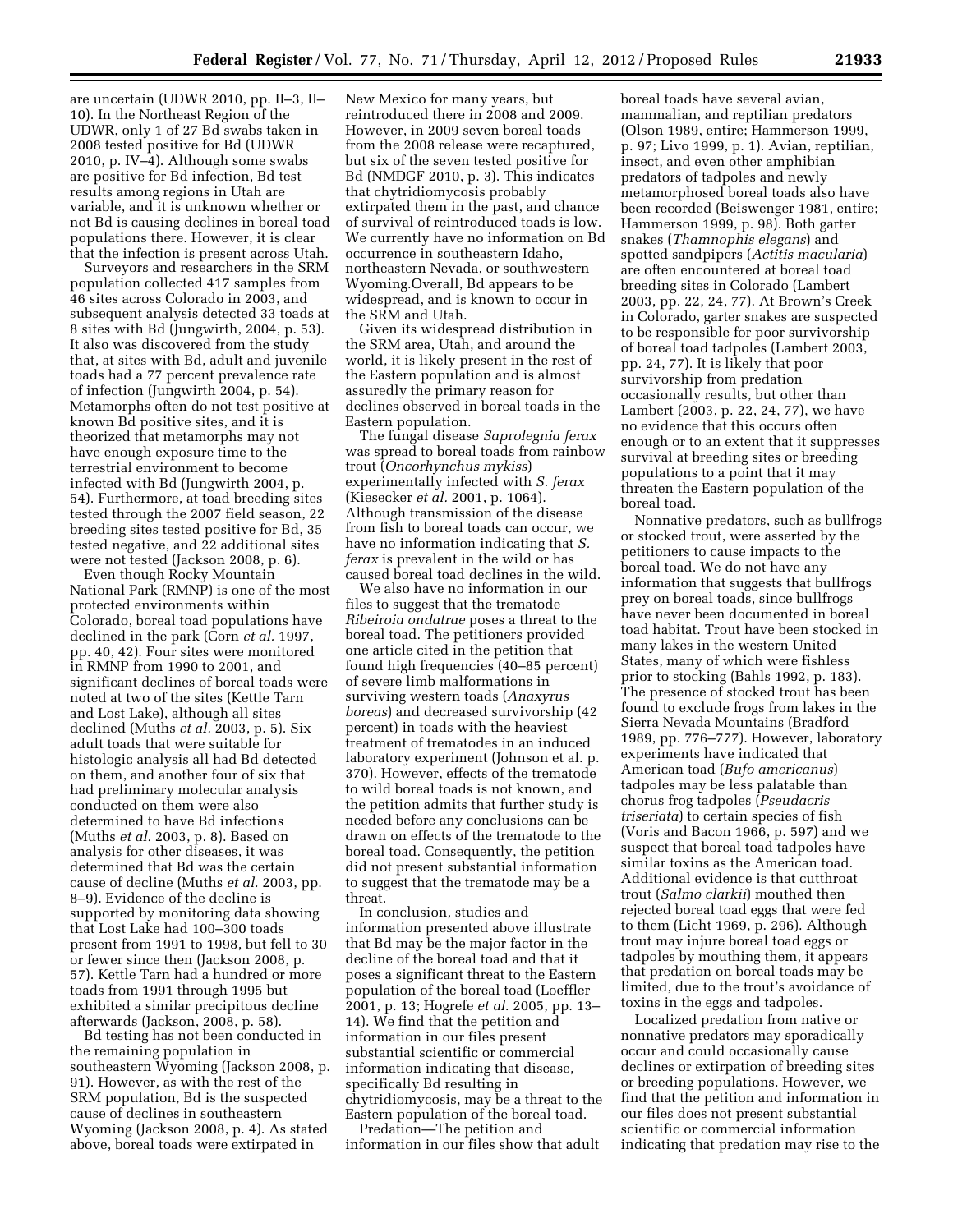are uncertain (UDWR 2010, pp. II–3, II–10). In the Northeast Region of the UDWR, only 1 of 27 Bd swabs taken in 2008 tested positive for Bd (UDWR 2010, p. IV–4). Although some swabs are positive for Bd infection, Bd test results among regions in Utah are variable, and it is unknown whether or not Bd is causing declines in boreal toad populations there. However, it is clear that the infection is present across Utah.

Surveyors and researchers in the SRM population collected 417 samples from 46 sites across Colorado in 2003, and subsequent analysis detected 33 toads at 8 sites with Bd (Jungwirth, 2004, p. 53). It also was discovered from the study that, at sites with Bd, adult and juvenile toads had a 77 percent prevalence rate of infection (Jungwirth 2004, p. 54). Metamorphs often do not test positive at known Bd positive sites, and it is theorized that metamorphs may not have enough exposure time to the terrestrial environment to become infected with Bd (Jungwirth 2004, p. 54). Furthermore, at toad breeding sites tested through the 2007 field season, 22 breeding sites tested positive for Bd, 35 tested negative, and 22 additional sites were not tested (Jackson 2008, p. 6).

Even though Rocky Mountain National Park (RMNP) is one of the most protected environments within Colorado, boreal toad populations have declined in the park (Corn *et al.* 1997, pp. 40, 42). Four sites were monitored in RMNP from 1990 to 2001, and significant declines of boreal toads were noted at two of the sites (Kettle Tarn and Lost Lake), although all sites declined (Muths *et al.* 2003, p. 5). Six adult toads that were suitable for histologic analysis all had Bd detected on them, and another four of six that had preliminary molecular analysis conducted on them were also determined to have Bd infections (Muths *et al.* 2003, p. 8). Based on analysis for other diseases, it was determined that Bd was the certain cause of decline (Muths *et al.* 2003, pp. 8–9). Evidence of the decline is supported by monitoring data showing that Lost Lake had 100–300 toads present from 1991 to 1998, but fell to 30 or fewer since then (Jackson 2008, p. 57). Kettle Tarn had a hundred or more toads from 1991 through 1995 but exhibited a similar precipitous decline afterwards (Jackson, 2008, p. 58).

Bd testing has not been conducted in the remaining population in southeastern Wyoming (Jackson 2008, p. 91). However, as with the rest of the SRM population, Bd is the suspected cause of declines in southeastern Wyoming (Jackson 2008, p. 4). As stated above, boreal toads were extirpated in New Mexico for many years, but reintroduced there in 2008 and 2009. However, in 2009 seven boreal toads from the 2008 release were recaptured, but six of the seven tested positive for Bd (NMDGF 2010, p. 3). This indicates that chytridiomycosis probably extirpated them in the past, and chance of survival of reintroduced toads is low. We currently have no information on Bd occurrence in southeastern Idaho, northeastern Nevada, or southwestern Wyoming.Overall, Bd appears to be widespread, and is known to occur in the SRM and Utah.

Given its widespread distribution in the SRM area, Utah, and around the world, it is likely present in the rest of the Eastern population and is almost assuredly the primary reason for declines observed in boreal toads in the Eastern population.

The fungal disease *Saprolegnia ferax* was spread to boreal toads from rainbow trout (*Oncorhynchus mykiss*) experimentally infected with *S. ferax* (Kiesecker *et al.* 2001, p. 1064). Although transmission of the disease from fish to boreal toads can occur, we have no information indicating that *S. ferax* is prevalent in the wild or has caused boreal toad declines in the wild.

We also have no information in our files to suggest that the trematode *Ribeiroia ondatrae* poses a threat to the boreal toad. The petitioners provided one article cited in the petition that found high frequencies (40–85 percent) of severe limb malformations in surviving western toads (*Anaxyrus boreas*) and decreased survivorship (42 percent) in toads with the heaviest treatment of trematodes in an induced laboratory experiment (Johnson et al. p. 370). However, effects of the trematode to wild boreal toads is not known, and the petition admits that further study is needed before any conclusions can be drawn on effects of the trematode to the boreal toad. Consequently, the petition did not present substantial information to suggest that the trematode may be a threat.

In conclusion, studies and information presented above illustrate that Bd may be the major factor in the decline of the boreal toad and that it poses a significant threat to the Eastern population of the boreal toad (Loeffler 2001, p. 13; Hogrefe *et al.* 2005, pp. 13–14). We find that the petition and information in our files present substantial scientific or commercial information indicating that disease, specifically Bd resulting in chytridiomycosis, may be a threat to the Eastern population of the boreal toad.

Predation—The petition and information in our files show that adult boreal toads have several avian, mammalian, and reptilian predators (Olson 1989, entire; Hammerson 1999, p. 97; Livo 1999, p. 1). Avian, reptilian, insect, and even other amphibian predators of tadpoles and newly metamorphosed boreal toads also have been recorded (Beiswenger 1981, entire; Hammerson 1999, p. 98). Both garter snakes (*Thamnophis elegans*) and spotted sandpipers (*Actitis macularia*) are often encountered at boreal toad breeding sites in Colorado (Lambert 2003, pp. 22, 24, 77). At Brown's Creek in Colorado, garter snakes are suspected to be responsible for poor survivorship of boreal toad tadpoles (Lambert 2003, pp. 24, 77). It is likely that poor survivorship from predation occasionally results, but other than Lambert (2003, p. 22, 24, 77), we have no evidence that this occurs often enough or to an extent that it suppresses survival at breeding sites or breeding populations to a point that it may threaten the Eastern population of the boreal toad.

Nonnative predators, such as bullfrogs or stocked trout, were asserted by the petitioners to cause impacts to the boreal toad. We do not have any information that suggests that bullfrogs prey on boreal toads, since bullfrogs have never been documented in boreal toad habitat. Trout have been stocked in many lakes in the western United States, many of which were fishless prior to stocking (Bahls 1992, p. 183). The presence of stocked trout has been found to exclude frogs from lakes in the Sierra Nevada Mountains (Bradford 1989, pp. 776–777). However, laboratory experiments have indicated that American toad (*Bufo americanus*) tadpoles may be less palatable than chorus frog tadpoles (*Pseudacris triseriata*) to certain species of fish (Voris and Bacon 1966, p. 597) and we suspect that boreal toad tadpoles have similar toxins as the American toad. Additional evidence is that cutthroat trout (*Salmo clarkii*) mouthed then rejected boreal toad eggs that were fed to them (Licht 1969, p. 296). Although trout may injure boreal toad eggs or tadpoles by mouthing them, it appears that predation on boreal toads may be limited, due to the trout's avoidance of toxins in the eggs and tadpoles.

Localized predation from native or nonnative predators may sporadically occur and could occasionally cause declines or extirpation of breeding sites or breeding populations. However, we find that the petition and information in our files does not present substantial scientific or commercial information indicating that predation may rise to the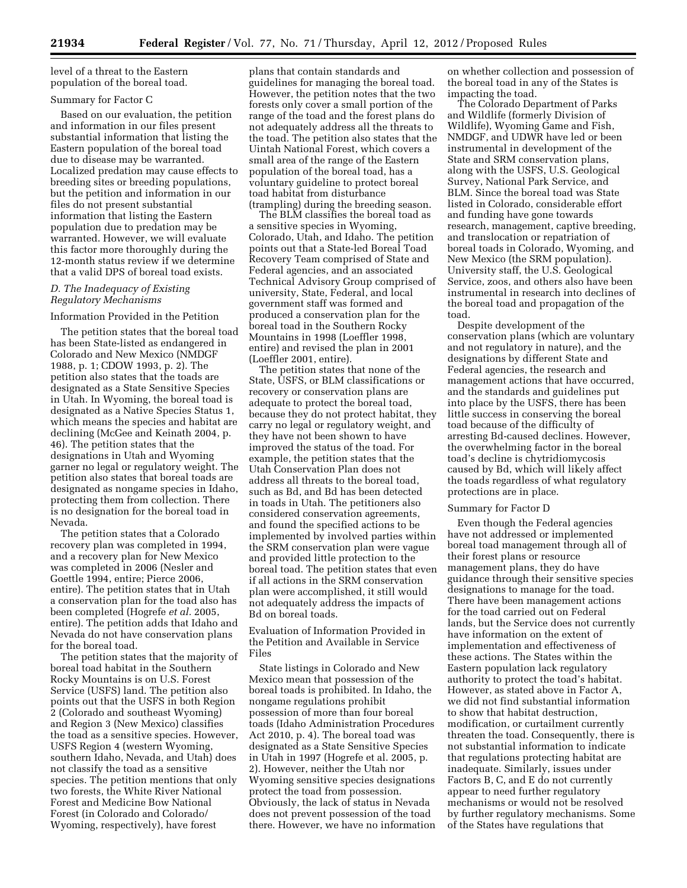level of a threat to the Eastern population of the boreal toad.

Summary for Factor C

Based on our evaluation, the petition and information in our files present substantial information that listing the Eastern population of the boreal toad due to disease may be warranted. Localized predation may cause effects to breeding sites or breeding populations, but the petition and information in our files do not present substantial information that listing the Eastern population due to predation may be warranted. However, we will evaluate this factor more thoroughly during the 12-month status review if we determine that a valid DPS of boreal toad exists.

### *D. The Inadequacy of Existing Regulatory Mechanisms*

Information Provided in the Petition

The petition states that the boreal toad has been State-listed as endangered in Colorado and New Mexico (NMDGF 1988, p. 1; CDOW 1993, p. 2). The petition also states that the toads are designated as a State Sensitive Species in Utah. In Wyoming, the boreal toad is designated as a Native Species Status 1, which means the species and habitat are declining (McGee and Keinath 2004, p. 46). The petition states that the designations in Utah and Wyoming garner no legal or regulatory weight. The petition also states that boreal toads are designated as nongame species in Idaho, protecting them from collection. There is no designation for the boreal toad in Nevada.

The petition states that a Colorado recovery plan was completed in 1994, and a recovery plan for New Mexico was completed in 2006 (Nesler and Goettle 1994, entire; Pierce 2006, entire). The petition states that in Utah a conservation plan for the toad also has been completed (Hogrefe *et al.* 2005, entire). The petition adds that Idaho and Nevada do not have conservation plans for the boreal toad.

The petition states that the majority of boreal toad habitat in the Southern Rocky Mountains is on U.S. Forest Service (USFS) land. The petition also points out that the USFS in both Region 2 (Colorado and southeast Wyoming) and Region 3 (New Mexico) classifies the toad as a sensitive species. However, USFS Region 4 (western Wyoming, southern Idaho, Nevada, and Utah) does not classify the toad as a sensitive species. The petition mentions that only two forests, the White River National Forest and Medicine Bow National Forest (in Colorado and Colorado/Wyoming, respectively), have forest plans that contain standards and guidelines for managing the boreal toad. However, the petition notes that the two forests only cover a small portion of the range of the toad and the forest plans do not adequately address all the threats to the toad. The petition also states that the Uintah National Forest, which covers a small area of the range of the Eastern population of the boreal toad, has a voluntary guideline to protect boreal toad habitat from disturbance (trampling) during the breeding season.

The BLM classifies the boreal toad as a sensitive species in Wyoming, Colorado, Utah, and Idaho. The petition points out that a State-led Boreal Toad Recovery Team comprised of State and Federal agencies, and an associated Technical Advisory Group comprised of university, State, Federal, and local government staff was formed and produced a conservation plan for the boreal toad in the Southern Rocky Mountains in 1998 (Loeffler 1998, entire) and revised the plan in 2001 (Loeffler 2001, entire).

The petition states that none of the State, USFS, or BLM classifications or recovery or conservation plans are adequate to protect the boreal toad, because they do not protect habitat, they carry no legal or regulatory weight, and they have not been shown to have improved the status of the toad. For example, the petition states that the Utah Conservation Plan does not address all threats to the boreal toad, such as Bd, and Bd has been detected in toads in Utah. The petitioners also considered conservation agreements, and found the specified actions to be implemented by involved parties within the SRM conservation plan were vague and provided little protection to the boreal toad. The petition states that even if all actions in the SRM conservation plan were accomplished, it still would not adequately address the impacts of Bd on boreal toads.

Evaluation of Information Provided in the Petition and Available in Service Files

State listings in Colorado and New Mexico mean that possession of the boreal toads is prohibited. In Idaho, the nongame regulations prohibit possession of more than four boreal toads (Idaho Administration Procedures Act 2010, p. 4). The boreal toad was designated as a State Sensitive Species in Utah in 1997 (Hogrefe et al. 2005, p. 2). However, neither the Utah nor Wyoming sensitive species designations protect the toad from possession. Obviously, the lack of status in Nevada does not prevent possession of the toad there. However, we have no information on whether collection and possession of the boreal toad in any of the States is impacting the toad.

The Colorado Department of Parks and Wildlife (formerly Division of Wildlife), Wyoming Game and Fish, NMDGF, and UDWR have led or been instrumental in development of the State and SRM conservation plans, along with the USFS, U.S. Geological Survey, National Park Service, and BLM. Since the boreal toad was State listed in Colorado, considerable effort and funding have gone towards research, management, captive breeding, and translocation or repatriation of boreal toads in Colorado, Wyoming, and New Mexico (the SRM population). University staff, the U.S. Geological Service, zoos, and others also have been instrumental in research into declines of the boreal toad and propagation of the toad.

Despite development of the conservation plans (which are voluntary and not regulatory in nature), and the designations by different State and Federal agencies, the research and management actions that have occurred, and the standards and guidelines put into place by the USFS, there has been little success in conserving the boreal toad because of the difficulty of arresting Bd-caused declines. However, the overwhelming factor in the boreal toad's decline is chytridiomycosis caused by Bd, which will likely affect the toads regardless of what regulatory protections are in place.

Summary for Factor D

Even though the Federal agencies have not addressed or implemented boreal toad management through all of their forest plans or resource management plans, they do have guidance through their sensitive species designations to manage for the toad. There have been management actions for the toad carried out on Federal lands, but the Service does not currently have information on the extent of implementation and effectiveness of these actions. The States within the Eastern population lack regulatory authority to protect the toad's habitat. However, as stated above in Factor A, we did not find substantial information to show that habitat destruction, modification, or curtailment currently threaten the toad. Consequently, there is not substantial information to indicate that regulations protecting habitat are inadequate. Similarly, issues under Factors B, C, and E do not currently appear to need further regulatory mechanisms or would not be resolved by further regulatory mechanisms. Some of the States have regulations that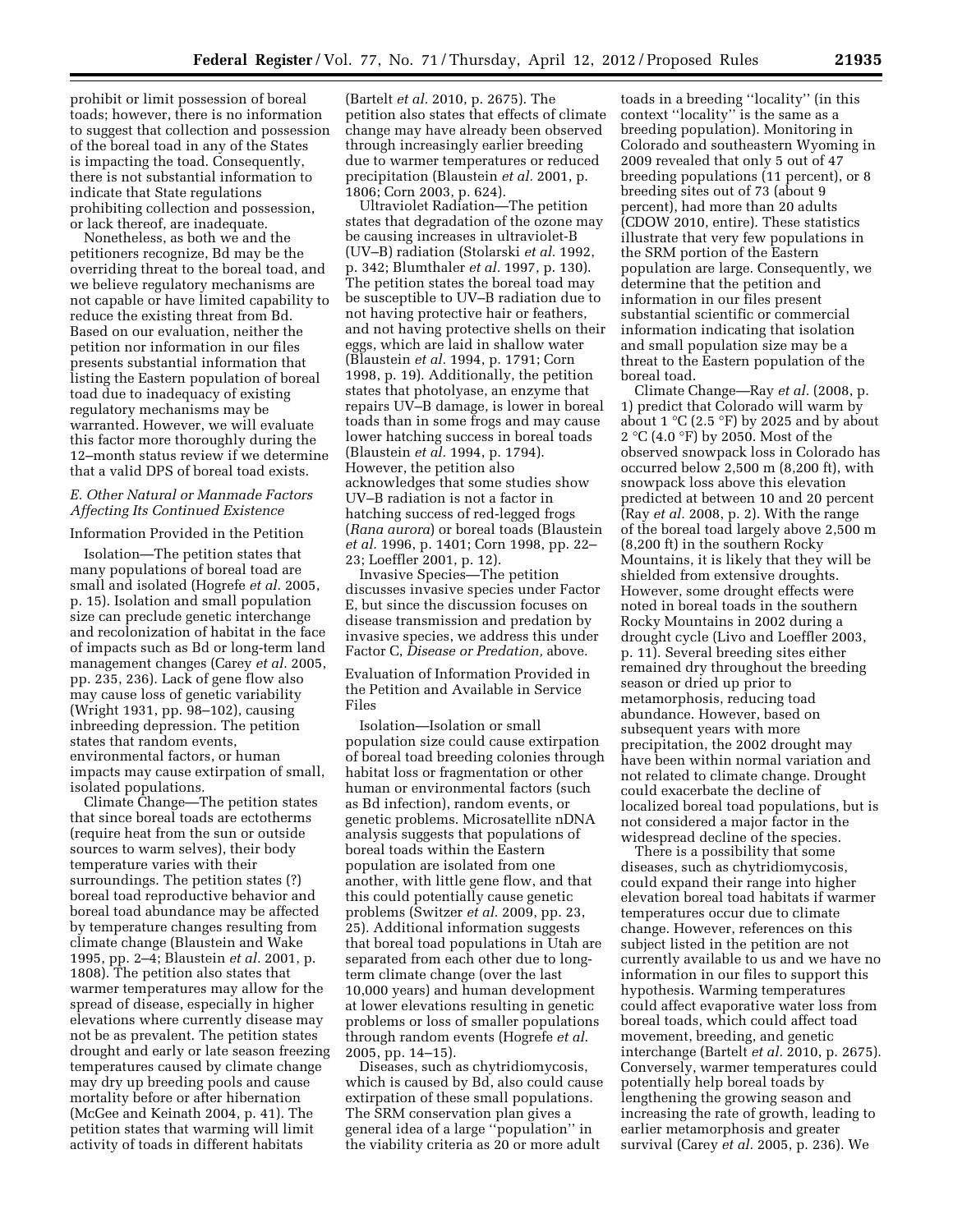prohibit or limit possession of boreal toads; however, there is no information to suggest that collection and possession of the boreal toad in any of the States is impacting the toad. Consequently, there is not substantial information to indicate that State regulations prohibiting collection and possession, or lack thereof, are inadequate.

Nonetheless, as both we and the petitioners recognize, Bd may be the overriding threat to the boreal toad, and we believe regulatory mechanisms are not capable or have limited capability to reduce the existing threat from Bd. Based on our evaluation, neither the petition nor information in our files presents substantial information that listing the Eastern population of boreal toad due to inadequacy of existing regulatory mechanisms may be warranted. However, we will evaluate this factor more thoroughly during the 12–month status review if we determine that a valid DPS of boreal toad exists.

### *E. Other Natural or Manmade Factors Affecting Its Continued Existence*

Information Provided in the Petition

Isolation—The petition states that many populations of boreal toad are small and isolated (Hogrefe *et al.* 2005, p. 15). Isolation and small population size can preclude genetic interchange and recolonization of habitat in the face of impacts such as Bd or long-term land management changes (Carey *et al.* 2005, pp. 235, 236). Lack of gene flow also may cause loss of genetic variability (Wright 1931, pp. 98–102), causing inbreeding depression. The petition states that random events, environmental factors, or human impacts may cause extirpation of small, isolated populations.

Climate Change—The petition states that since boreal toads are ectotherms (require heat from the sun or outside sources to warm selves), their body temperature varies with their surroundings. The petition states (?) boreal toad reproductive behavior and boreal toad abundance may be affected by temperature changes resulting from climate change (Blaustein and Wake 1995, pp. 2–4; Blaustein *et al.* 2001, p. 1808). The petition also states that warmer temperatures may allow for the spread of disease, especially in higher elevations where currently disease may not be as prevalent. The petition states drought and early or late season freezing temperatures caused by climate change may dry up breeding pools and cause mortality before or after hibernation (McGee and Keinath 2004, p. 41). The petition states that warming will limit activity of toads in different habitats (Bartelt *et al.* 2010, p. 2675). The petition also states that effects of climate change may have already been observed through increasingly earlier breeding due to warmer temperatures or reduced precipitation (Blaustein *et al.* 2001, p. 1806; Corn 2003, p. 624).

Ultraviolet Radiation—The petition states that degradation of the ozone may be causing increases in ultraviolet-B (UV–B) radiation (Stolarski *et al.* 1992, p. 342; Blumthaler *et al.* 1997, p. 130). The petition states the boreal toad may be susceptible to UV–B radiation due to not having protective hair or feathers, and not having protective shells on their eggs, which are laid in shallow water (Blaustein *et al.* 1994, p. 1791; Corn 1998, p. 19). Additionally, the petition states that photolyase, an enzyme that repairs UV–B damage, is lower in boreal toads than in some frogs and may cause lower hatching success in boreal toads (Blaustein *et al.* 1994, p. 1794). However, the petition also acknowledges that some studies show UV–B radiation is not a factor in hatching success of red-legged frogs (*Rana aurora*) or boreal toads (Blaustein *et al.* 1996, p. 1401; Corn 1998, pp. 22–23; Loeffler 2001, p. 12).

Invasive Species—The petition discusses invasive species under Factor E, but since the discussion focuses on disease transmission and predation by invasive species, we address this under Factor C, *Disease or Predation,* above.

Evaluation of Information Provided in the Petition and Available in Service Files

Isolation—Isolation or small population size could cause extirpation of boreal toad breeding colonies through habitat loss or fragmentation or other human or environmental factors (such as Bd infection), random events, or genetic problems. Microsatellite nDNA analysis suggests that populations of boreal toads within the Eastern population are isolated from one another, with little gene flow, and that this could potentially cause genetic problems (Switzer *et al.* 2009, pp. 23, 25). Additional information suggests that boreal toad populations in Utah are separated from each other due to long-term climate change (over the last 10,000 years) and human development at lower elevations resulting in genetic problems or loss of smaller populations through random events (Hogrefe *et al.* 2005, pp. 14–15).

Diseases, such as chytridiomycosis, which is caused by Bd, also could cause extirpation of these small populations. The SRM conservation plan gives a general idea of a large ''population'' in the viability criteria as 20 or more adult toads in a breeding ''locality'' (in this context ''locality'' is the same as a breeding population). Monitoring in Colorado and southeastern Wyoming in 2009 revealed that only 5 out of 47 breeding populations (11 percent), or 8 breeding sites out of 73 (about 9 percent), had more than 20 adults (CDOW 2010, entire). These statistics illustrate that very few populations in the SRM portion of the Eastern population are large. Consequently, we determine that the petition and information in our files present substantial scientific or commercial information indicating that isolation and small population size may be a threat to the Eastern population of the boreal toad.

Climate Change—Ray *et al.* (2008, p. 1) predict that Colorado will warm by about 1 °C (2.5 °F) by 2025 and by about 2 °C (4.0 °F) by 2050. Most of the observed snowpack loss in Colorado has occurred below 2,500 m (8,200 ft), with snowpack loss above this elevation predicted at between 10 and 20 percent (Ray *et al.* 2008, p. 2). With the range of the boreal toad largely above 2,500 m (8,200 ft) in the southern Rocky Mountains, it is likely that they will be shielded from extensive droughts. However, some drought effects were noted in boreal toads in the southern Rocky Mountains in 2002 during a drought cycle (Livo and Loeffler 2003, p. 11). Several breeding sites either remained dry throughout the breeding season or dried up prior to metamorphosis, reducing toad abundance. However, based on subsequent years with more precipitation, the 2002 drought may have been within normal variation and not related to climate change. Drought could exacerbate the decline of localized boreal toad populations, but is not considered a major factor in the widespread decline of the species.

There is a possibility that some diseases, such as chytridiomycosis, could expand their range into higher elevation boreal toad habitats if warmer temperatures occur due to climate change. However, references on this subject listed in the petition are not currently available to us and we have no information in our files to support this hypothesis. Warming temperatures could affect evaporative water loss from boreal toads, which could affect toad movement, breeding, and genetic interchange (Bartelt *et al.* 2010, p. 2675). Conversely, warmer temperatures could potentially help boreal toads by lengthening the growing season and increasing the rate of growth, leading to earlier metamorphosis and greater survival (Carey *et al.* 2005, p. 236). We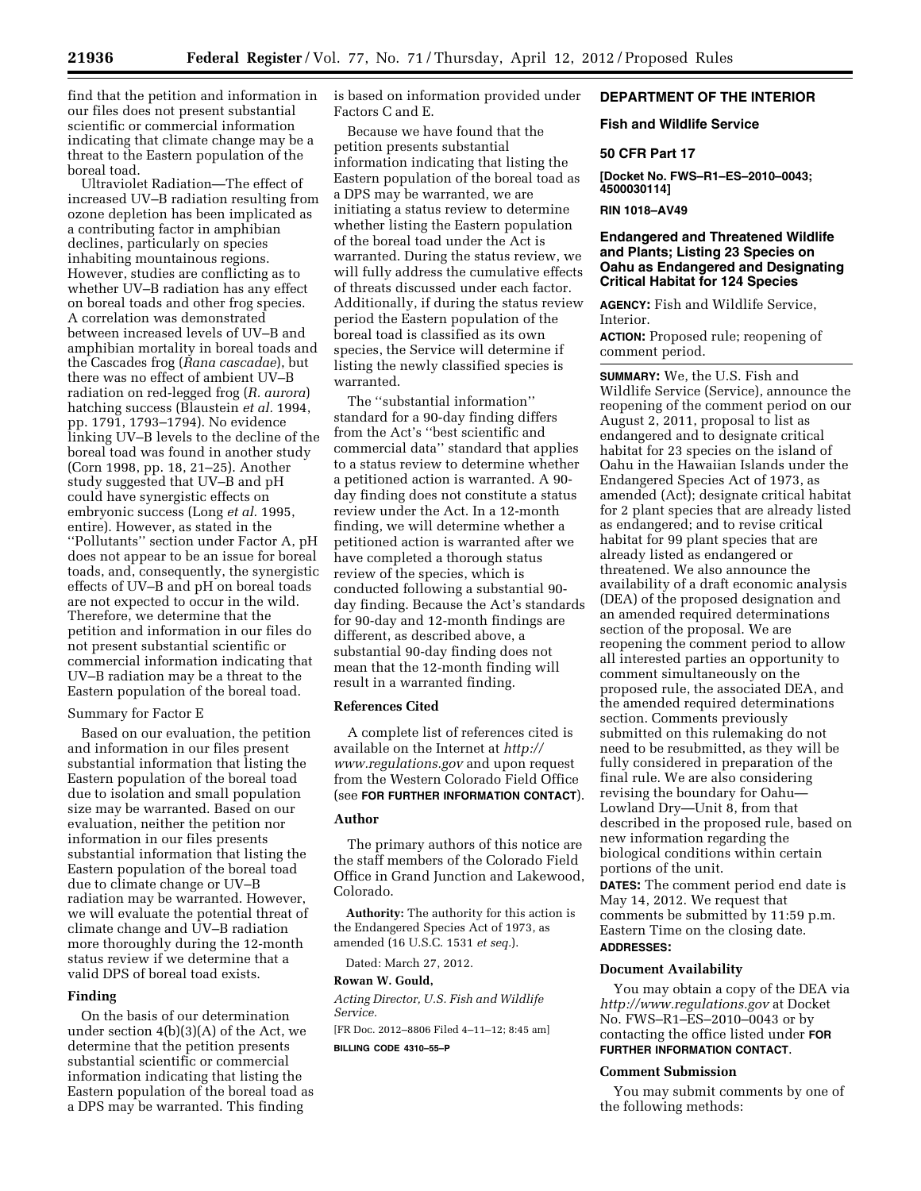find that the petition and information in our files does not present substantial scientific or commercial information indicating that climate change may be a threat to the Eastern population of the boreal toad.

Ultraviolet Radiation—The effect of increased UV–B radiation resulting from ozone depletion has been implicated as a contributing factor in amphibian declines, particularly on species inhabiting mountainous regions. However, studies are conflicting as to whether UV–B radiation has any effect on boreal toads and other frog species. A correlation was demonstrated between increased levels of UV–B and amphibian mortality in boreal toads and the Cascades frog (*Rana cascadae*), but there was no effect of ambient UV–B radiation on red-legged frog (*R. aurora*) hatching success (Blaustein *et al.* 1994, pp. 1791, 1793–1794). No evidence linking UV–B levels to the decline of the boreal toad was found in another study (Corn 1998, pp. 18, 21–25). Another study suggested that UV–B and pH could have synergistic effects on embryonic success (Long *et al.* 1995, entire). However, as stated in the ''Pollutants'' section under Factor A, pH does not appear to be an issue for boreal toads, and, consequently, the synergistic effects of UV–B and pH on boreal toads are not expected to occur in the wild. Therefore, we determine that the petition and information in our files do not present substantial scientific or commercial information indicating that UV–B radiation may be a threat to the Eastern population of the boreal toad.

Summary for Factor E

Based on our evaluation, the petition and information in our files present substantial information that listing the Eastern population of the boreal toad due to isolation and small population size may be warranted. Based on our evaluation, neither the petition nor information in our files presents substantial information that listing the Eastern population of the boreal toad due to climate change or UV–B radiation may be warranted. However, we will evaluate the potential threat of climate change and UV–B radiation more thoroughly during the 12-month status review if we determine that a valid DPS of boreal toad exists.

## Finding

On the basis of our determination under section 4(b)(3)(A) of the Act, we determine that the petition presents substantial scientific or commercial information indicating that listing the Eastern population of the boreal toad as a DPS may be warranted. This finding is based on information provided under Factors C and E.

Because we have found that the petition presents substantial information indicating that listing the Eastern population of the boreal toad as a DPS may be warranted, we are initiating a status review to determine whether listing the Eastern population of the boreal toad under the Act is warranted. During the status review, we will fully address the cumulative effects of threats discussed under each factor. Additionally, if during the status review period the Eastern population of the boreal toad is classified as its own species, the Service will determine if listing the newly classified species is warranted.

The ''substantial information'' standard for a 90-day finding differs from the Act's ''best scientific and commercial data'' standard that applies to a status review to determine whether a petitioned action is warranted. A 90-day finding does not constitute a status review under the Act. In a 12-month finding, we will determine whether a petitioned action is warranted after we have completed a thorough status review of the species, which is conducted following a substantial 90-day finding. Because the Act's standards for 90-day and 12-month findings are different, as described above, a substantial 90-day finding does not mean that the 12-month finding will result in a warranted finding.

## References Cited

A complete list of references cited is available on the Internet at *http://www.regulations.gov* and upon request from the Western Colorado Field Office (see **FOR FURTHER INFORMATION CONTACT**).

## Author

The primary authors of this notice are the staff members of the Colorado Field Office in Grand Junction and Lakewood, Colorado.

**Authority:** The authority for this action is the Endangered Species Act of 1973, as amended (16 U.S.C. 1531 *et seq.*).

Dated: March 27, 2012.

**Rowan W. Gould,**

*Acting Director, U.S. Fish and Wildlife Service.*

[FR Doc. 2012–8806 Filed 4–11–12; 8:45 am]

**BILLING CODE 4310–55–P**

## DEPARTMENT OF THE INTERIOR

## Fish and Wildlife Service

## 50 CFR Part 17

**[Docket No. FWS–R1–ES–2010–0043; 4500030114]**

**RIN 1018–AV49**

## Endangered and Threatened Wildlife and Plants; Listing 23 Species on Oahu as Endangered and Designating Critical Habitat for 124 Species

**AGENCY:** Fish and Wildlife Service, Interior.

**ACTION:** Proposed rule; reopening of comment period.

**SUMMARY:** We, the U.S. Fish and Wildlife Service (Service), announce the reopening of the comment period on our August 2, 2011, proposal to list as endangered and to designate critical habitat for 23 species on the island of Oahu in the Hawaiian Islands under the Endangered Species Act of 1973, as amended (Act); designate critical habitat for 2 plant species that are already listed as endangered; and to revise critical habitat for 99 plant species that are already listed as endangered or threatened. We also announce the availability of a draft economic analysis (DEA) of the proposed designation and an amended required determinations section of the proposal. We are reopening the comment period to allow all interested parties an opportunity to comment simultaneously on the proposed rule, the associated DEA, and the amended required determinations section. Comments previously submitted on this rulemaking do not need to be resubmitted, as they will be fully considered in preparation of the final rule. We are also considering revising the boundary for Oahu—Lowland Dry—Unit 8, from that described in the proposed rule, based on new information regarding the biological conditions within certain portions of the unit.

**DATES:** The comment period end date is May 14, 2012. We request that comments be submitted by 11:59 p.m. Eastern Time on the closing date.

**ADDRESSES:**

**Document Availability**

You may obtain a copy of the DEA via *http://www.regulations.gov* at Docket No. FWS–R1–ES–2010–0043 or by contacting the office listed under **FOR FURTHER INFORMATION CONTACT**.

**Comment Submission**

You may submit comments by one of the following methods: